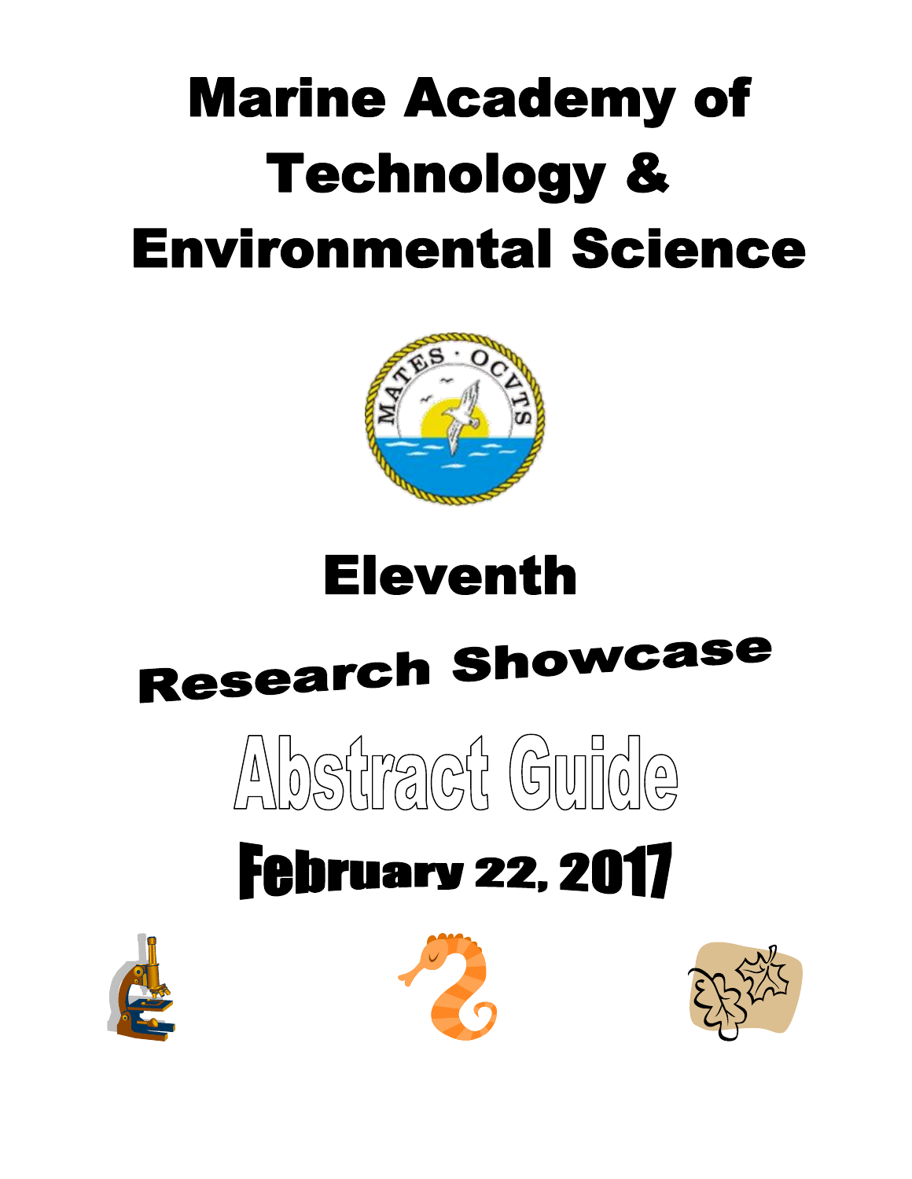# Marine Academy of Technology & Environmental Science

# Eleventh

## Research Showcase

## Abstract Guide

## February 22, 2017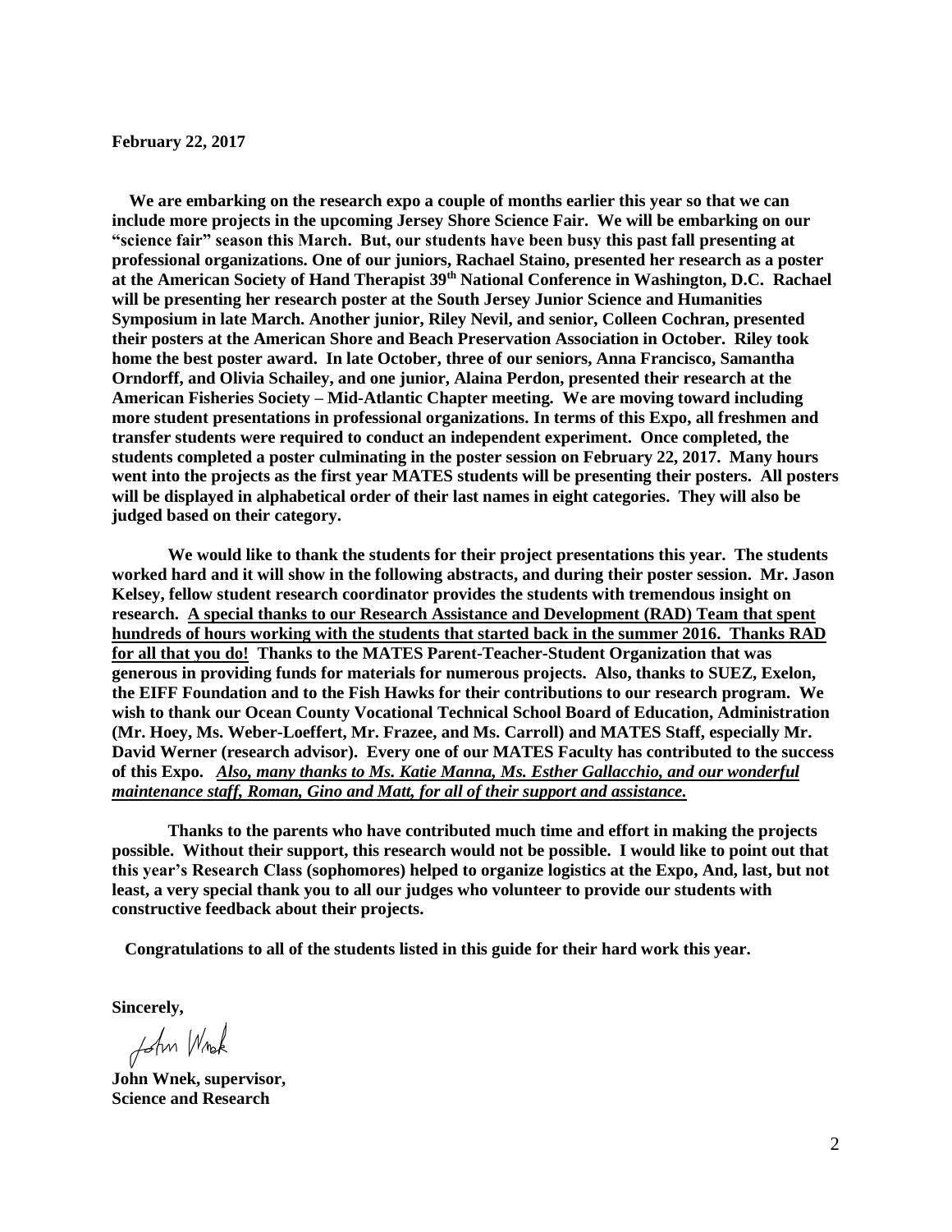**February 22, 2017**

**We are embarking on the research expo a couple of months earlier this year so that we can include more projects in the upcoming Jersey Shore Science Fair. We will be embarking on our "science fair" season this March. But, our students have been busy this past fall presenting at professional organizations. One of our juniors, Rachael Staino, presented her research as a poster at the American Society of Hand Therapist 39th National Conference in Washington, D.C. Rachael will be presenting her research poster at the South Jersey Junior Science and Humanities Symposium in late March. Another junior, Riley Nevil, and senior, Colleen Cochran, presented their posters at the American Shore and Beach Preservation Association in October. Riley took home the best poster award. In late October, three of our seniors, Anna Francisco, Samantha Orndorff, and Olivia Schailey, and one junior, Alaina Perdon, presented their research at the American Fisheries Society – Mid-Atlantic Chapter meeting. We are moving toward including more student presentations in professional organizations. In terms of this Expo, all freshmen and transfer students were required to conduct an independent experiment. Once completed, the students completed a poster culminating in the poster session on February 22, 2017. Many hours went into the projects as the first year MATES students will be presenting their posters. All posters will be displayed in alphabetical order of their last names in eight categories. They will also be judged based on their category.**

**We would like to thank the students for their project presentations this year. The students worked hard and it will show in the following abstracts, and during their poster session. Mr. Jason Kelsey, fellow student research coordinator provides the students with tremendous insight on research. <u>A special thanks to our Research Assistance and Development (RAD) Team that spent hundreds of hours working with the students that started back in the summer 2016. Thanks RAD for all that you do!</u> Thanks to the MATES Parent-Teacher-Student Organization that was generous in providing funds for materials for numerous projects. Also, thanks to SUEZ, Exelon, the EIFF Foundation and to the Fish Hawks for their contributions to our research program. We wish to thank our Ocean County Vocational Technical School Board of Education, Administration (Mr. Hoey, Ms. Weber-Loeffert, Mr. Frazee, and Ms. Carroll) and MATES Staff, especially Mr. David Werner (research advisor). Every one of our MATES Faculty has contributed to the success of this Expo. *<u>Also, many thanks to Ms. Katie Manna, Ms. Esther Gallacchio, and our wonderful maintenance staff, Roman, Gino and Matt, for all of their support and assistance.</u>***

**Thanks to the parents who have contributed much time and effort in making the projects possible. Without their support, this research would not be possible. I would like to point out that this year's Research Class (sophomores) helped to organize logistics at the Expo, And, last, but not least, a very special thank you to all our judges who volunteer to provide our students with constructive feedback about their projects.**

**Congratulations to all of the students listed in this guide for their hard work this year.**

**Sincerely,**

John Wnek

**John Wnek, supervisor,**
**Science and Research**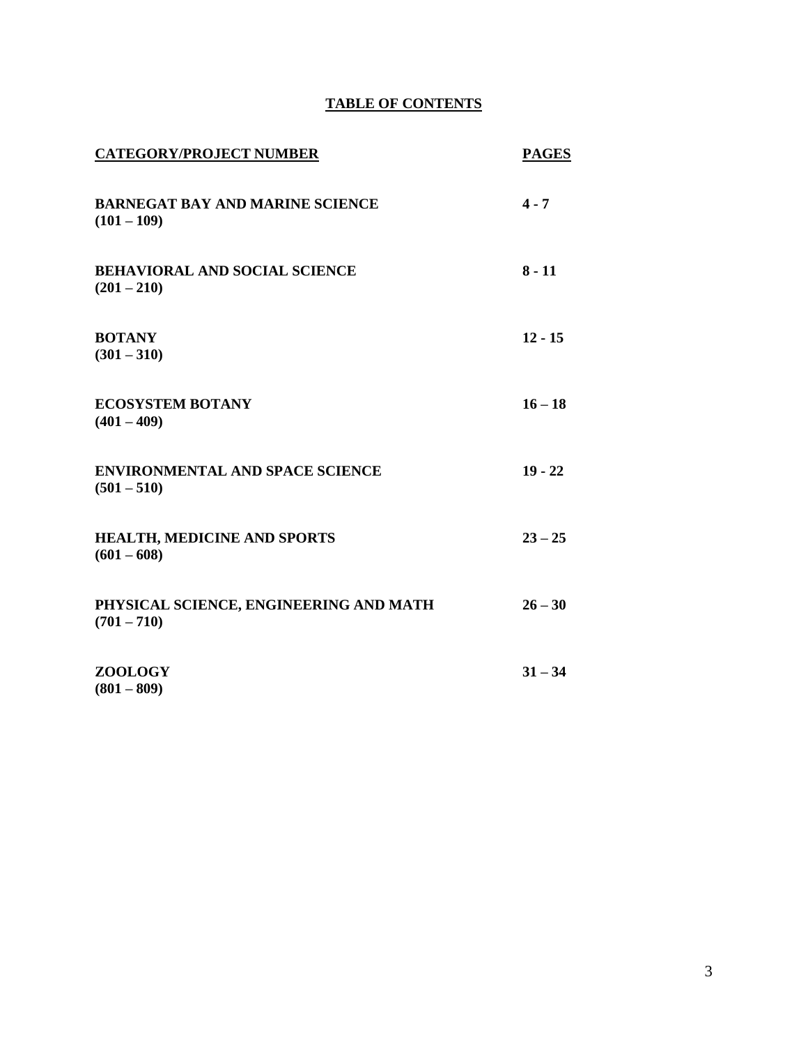## TABLE OF CONTENTS

| CATEGORY/PROJECT NUMBER | PAGES |
|---|---|
| **BARNEGAT BAY AND MARINE SCIENCE (101 – 109)** | **4 - 7** |
| **BEHAVIORAL AND SOCIAL SCIENCE (201 – 210)** | **8 - 11** |
| **BOTANY (301 – 310)** | **12 - 15** |
| **ECOSYSTEM BOTANY (401 – 409)** | **16 – 18** |
| **ENVIRONMENTAL AND SPACE SCIENCE (501 – 510)** | **19 - 22** |
| **HEALTH, MEDICINE AND SPORTS (601 – 608)** | **23 – 25** |
| **PHYSICAL SCIENCE, ENGINEERING AND MATH (701 – 710)** | **26 – 30** |
| **ZOOLOGY (801 – 809)** | **31 – 34** |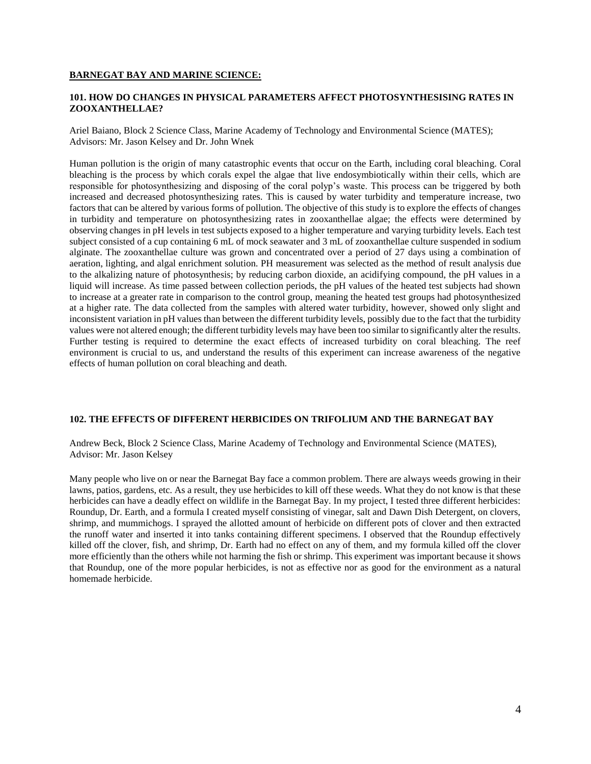## BARNEGAT BAY AND MARINE SCIENCE:

### 101. HOW DO CHANGES IN PHYSICAL PARAMETERS AFFECT PHOTOSYNTHESISING RATES IN ZOOXANTHELLAE?

Ariel Baiano, Block 2 Science Class, Marine Academy of Technology and Environmental Science (MATES); Advisors: Mr. Jason Kelsey and Dr. John Wnek

Human pollution is the origin of many catastrophic events that occur on the Earth, including coral bleaching. Coral bleaching is the process by which corals expel the algae that live endosymbiotically within their cells, which are responsible for photosynthesizing and disposing of the coral polyp's waste. This process can be triggered by both increased and decreased photosynthesizing rates. This is caused by water turbidity and temperature increase, two factors that can be altered by various forms of pollution. The objective of this study is to explore the effects of changes in turbidity and temperature on photosynthesizing rates in zooxanthellae algae; the effects were determined by observing changes in pH levels in test subjects exposed to a higher temperature and varying turbidity levels. Each test subject consisted of a cup containing 6 mL of mock seawater and 3 mL of zooxanthellae culture suspended in sodium alginate. The zooxanthellae culture was grown and concentrated over a period of 27 days using a combination of aeration, lighting, and algal enrichment solution. PH measurement was selected as the method of result analysis due to the alkalizing nature of photosynthesis; by reducing carbon dioxide, an acidifying compound, the pH values in a liquid will increase. As time passed between collection periods, the pH values of the heated test subjects had shown to increase at a greater rate in comparison to the control group, meaning the heated test groups had photosynthesized at a higher rate. The data collected from the samples with altered water turbidity, however, showed only slight and inconsistent variation in pH values than between the different turbidity levels, possibly due to the fact that the turbidity values were not altered enough; the different turbidity levels may have been too similar to significantly alter the results. Further testing is required to determine the exact effects of increased turbidity on coral bleaching. The reef environment is crucial to us, and understand the results of this experiment can increase awareness of the negative effects of human pollution on coral bleaching and death.

### 102. THE EFFECTS OF DIFFERENT HERBICIDES ON TRIFOLIUM AND THE BARNEGAT BAY

Andrew Beck, Block 2 Science Class, Marine Academy of Technology and Environmental Science (MATES), Advisor: Mr. Jason Kelsey

Many people who live on or near the Barnegat Bay face a common problem. There are always weeds growing in their lawns, patios, gardens, etc. As a result, they use herbicides to kill off these weeds. What they do not know is that these herbicides can have a deadly effect on wildlife in the Barnegat Bay. In my project, I tested three different herbicides: Roundup, Dr. Earth, and a formula I created myself consisting of vinegar, salt and Dawn Dish Detergent, on clovers, shrimp, and mummichogs. I sprayed the allotted amount of herbicide on different pots of clover and then extracted the runoff water and inserted it into tanks containing different specimens. I observed that the Roundup effectively killed off the clover, fish, and shrimp, Dr. Earth had no effect on any of them, and my formula killed off the clover more efficiently than the others while not harming the fish or shrimp. This experiment was important because it shows that Roundup, one of the more popular herbicides, is not as effective nor as good for the environment as a natural homemade herbicide.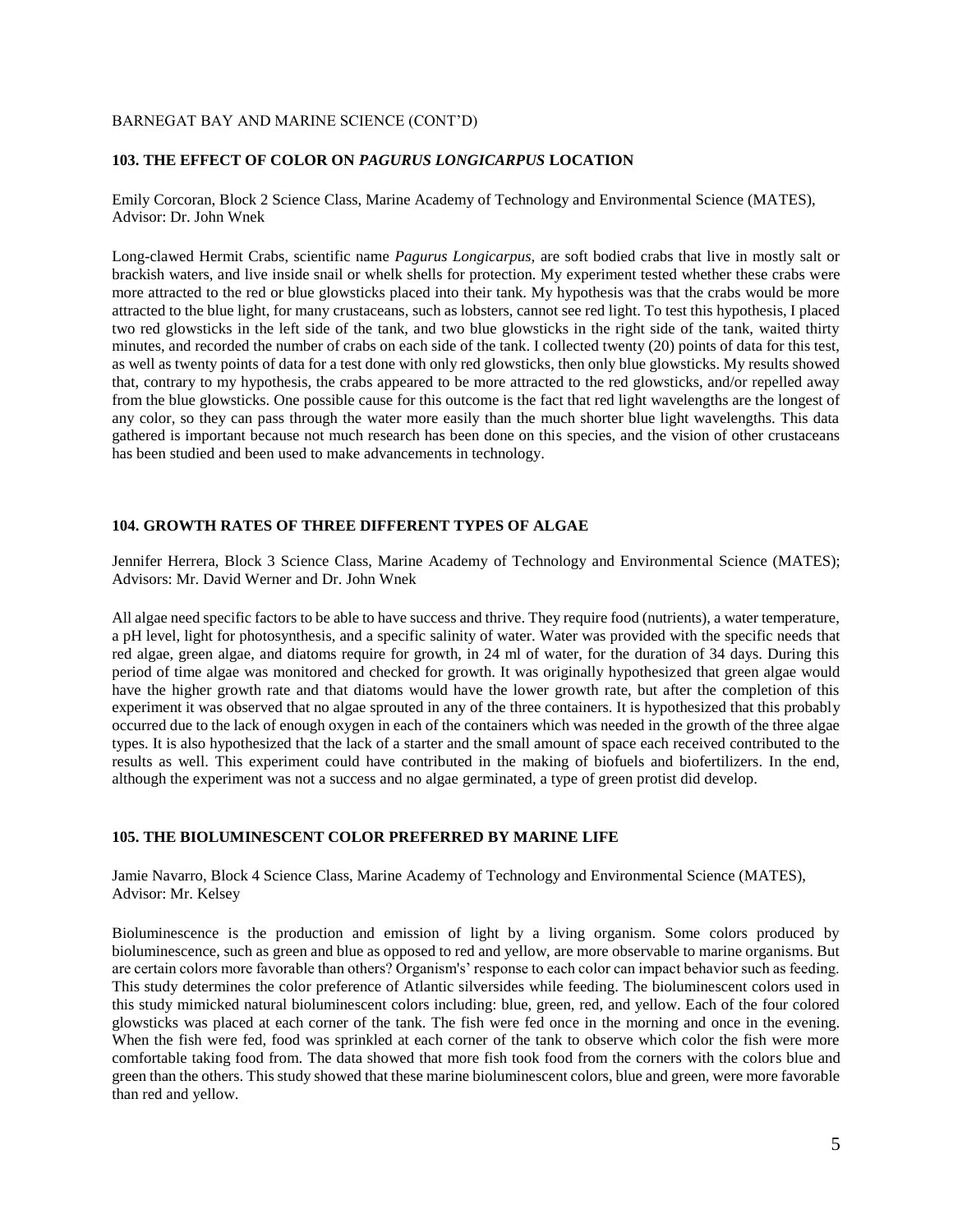BARNEGAT BAY AND MARINE SCIENCE (CONT'D)

### 103. THE EFFECT OF COLOR ON *PAGURUS LONGICARPUS* LOCATION

Emily Corcoran, Block 2 Science Class, Marine Academy of Technology and Environmental Science (MATES), Advisor: Dr. John Wnek

Long-clawed Hermit Crabs, scientific name *Pagurus Longicarpus,* are soft bodied crabs that live in mostly salt or brackish waters, and live inside snail or whelk shells for protection. My experiment tested whether these crabs were more attracted to the red or blue glowsticks placed into their tank. My hypothesis was that the crabs would be more attracted to the blue light, for many crustaceans, such as lobsters, cannot see red light. To test this hypothesis, I placed two red glowsticks in the left side of the tank, and two blue glowsticks in the right side of the tank, waited thirty minutes, and recorded the number of crabs on each side of the tank. I collected twenty (20) points of data for this test, as well as twenty points of data for a test done with only red glowsticks, then only blue glowsticks. My results showed that, contrary to my hypothesis, the crabs appeared to be more attracted to the red glowsticks, and/or repelled away from the blue glowsticks. One possible cause for this outcome is the fact that red light wavelengths are the longest of any color, so they can pass through the water more easily than the much shorter blue light wavelengths. This data gathered is important because not much research has been done on this species, and the vision of other crustaceans has been studied and been used to make advancements in technology.

### 104. GROWTH RATES OF THREE DIFFERENT TYPES OF ALGAE

Jennifer Herrera, Block 3 Science Class, Marine Academy of Technology and Environmental Science (MATES); Advisors: Mr. David Werner and Dr. John Wnek

All algae need specific factors to be able to have success and thrive. They require food (nutrients), a water temperature, a pH level, light for photosynthesis, and a specific salinity of water. Water was provided with the specific needs that red algae, green algae, and diatoms require for growth, in 24 ml of water, for the duration of 34 days. During this period of time algae was monitored and checked for growth. It was originally hypothesized that green algae would have the higher growth rate and that diatoms would have the lower growth rate, but after the completion of this experiment it was observed that no algae sprouted in any of the three containers. It is hypothesized that this probably occurred due to the lack of enough oxygen in each of the containers which was needed in the growth of the three algae types. It is also hypothesized that the lack of a starter and the small amount of space each received contributed to the results as well. This experiment could have contributed in the making of biofuels and biofertilizers. In the end, although the experiment was not a success and no algae germinated, a type of green protist did develop.

### 105. THE BIOLUMINESCENT COLOR PREFERRED BY MARINE LIFE

Jamie Navarro, Block 4 Science Class, Marine Academy of Technology and Environmental Science (MATES), Advisor: Mr. Kelsey

Bioluminescence is the production and emission of light by a living organism. Some colors produced by bioluminescence, such as green and blue as opposed to red and yellow, are more observable to marine organisms. But are certain colors more favorable than others? Organism's' response to each color can impact behavior such as feeding. This study determines the color preference of Atlantic silversides while feeding. The bioluminescent colors used in this study mimicked natural bioluminescent colors including: blue, green, red, and yellow. Each of the four colored glowsticks was placed at each corner of the tank. The fish were fed once in the morning and once in the evening. When the fish were fed, food was sprinkled at each corner of the tank to observe which color the fish were more comfortable taking food from. The data showed that more fish took food from the corners with the colors blue and green than the others. This study showed that these marine bioluminescent colors, blue and green, were more favorable than red and yellow.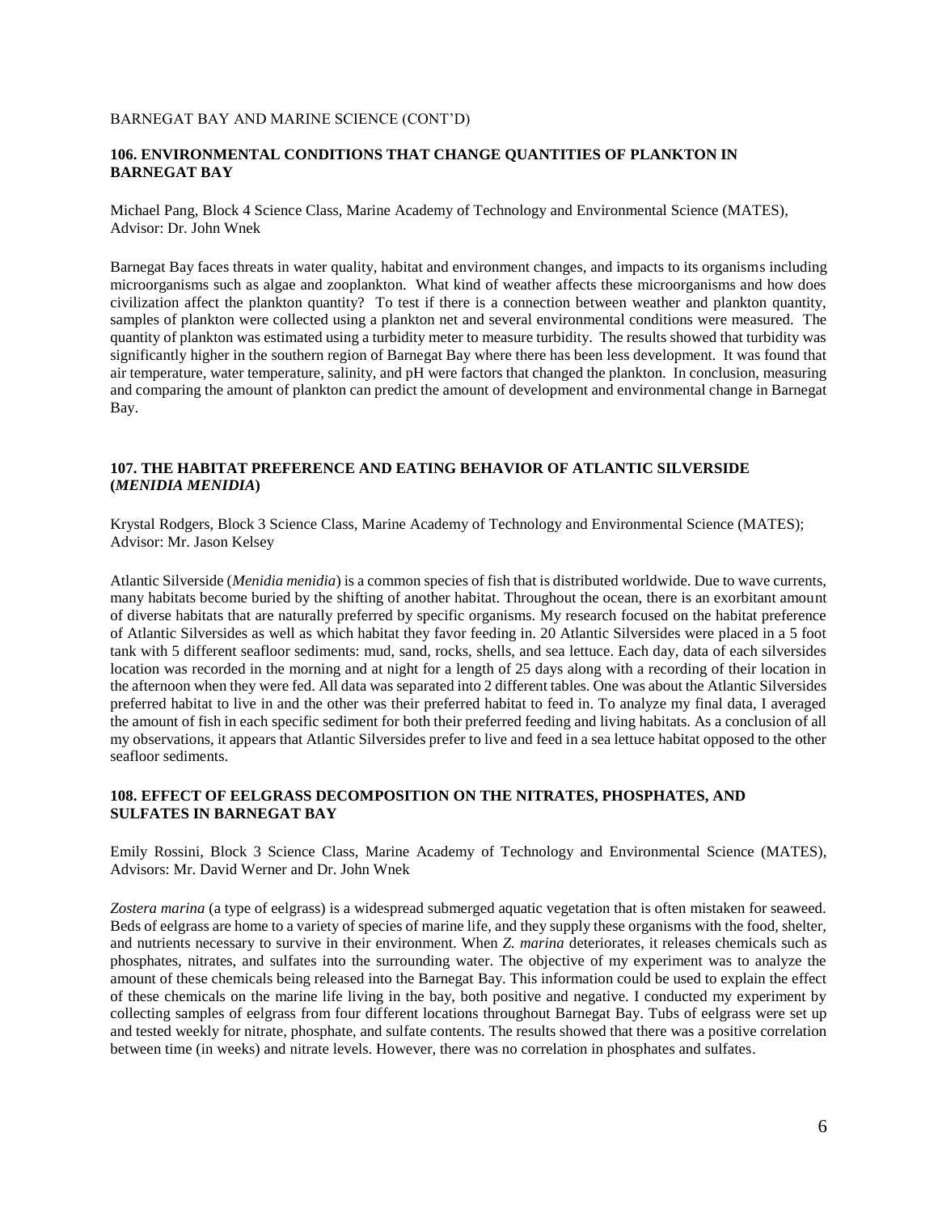BARNEGAT BAY AND MARINE SCIENCE (CONT'D)

## 106. ENVIRONMENTAL CONDITIONS THAT CHANGE QUANTITIES OF PLANKTON IN BARNEGAT BAY

Michael Pang, Block 4 Science Class, Marine Academy of Technology and Environmental Science (MATES), Advisor: Dr. John Wnek

Barnegat Bay faces threats in water quality, habitat and environment changes, and impacts to its organisms including microorganisms such as algae and zooplankton. What kind of weather affects these microorganisms and how does civilization affect the plankton quantity? To test if there is a connection between weather and plankton quantity, samples of plankton were collected using a plankton net and several environmental conditions were measured. The quantity of plankton was estimated using a turbidity meter to measure turbidity. The results showed that turbidity was significantly higher in the southern region of Barnegat Bay where there has been less development. It was found that air temperature, water temperature, salinity, and pH were factors that changed the plankton. In conclusion, measuring and comparing the amount of plankton can predict the amount of development and environmental change in Barnegat Bay.

## 107. THE HABITAT PREFERENCE AND EATING BEHAVIOR OF ATLANTIC SILVERSIDE (*MENIDIA MENIDIA*)

Krystal Rodgers, Block 3 Science Class, Marine Academy of Technology and Environmental Science (MATES); Advisor: Mr. Jason Kelsey

Atlantic Silverside (*Menidia menidia*) is a common species of fish that is distributed worldwide. Due to wave currents, many habitats become buried by the shifting of another habitat. Throughout the ocean, there is an exorbitant amount of diverse habitats that are naturally preferred by specific organisms. My research focused on the habitat preference of Atlantic Silversides as well as which habitat they favor feeding in. 20 Atlantic Silversides were placed in a 5 foot tank with 5 different seafloor sediments: mud, sand, rocks, shells, and sea lettuce. Each day, data of each silversides location was recorded in the morning and at night for a length of 25 days along with a recording of their location in the afternoon when they were fed. All data was separated into 2 different tables. One was about the Atlantic Silversides preferred habitat to live in and the other was their preferred habitat to feed in. To analyze my final data, I averaged the amount of fish in each specific sediment for both their preferred feeding and living habitats. As a conclusion of all my observations, it appears that Atlantic Silversides prefer to live and feed in a sea lettuce habitat opposed to the other seafloor sediments.

## 108. EFFECT OF EELGRASS DECOMPOSITION ON THE NITRATES, PHOSPHATES, AND SULFATES IN BARNEGAT BAY

Emily Rossini, Block 3 Science Class, Marine Academy of Technology and Environmental Science (MATES), Advisors: Mr. David Werner and Dr. John Wnek

*Zostera marina* (a type of eelgrass) is a widespread submerged aquatic vegetation that is often mistaken for seaweed. Beds of eelgrass are home to a variety of species of marine life, and they supply these organisms with the food, shelter, and nutrients necessary to survive in their environment. When *Z. marina* deteriorates, it releases chemicals such as phosphates, nitrates, and sulfates into the surrounding water. The objective of my experiment was to analyze the amount of these chemicals being released into the Barnegat Bay. This information could be used to explain the effect of these chemicals on the marine life living in the bay, both positive and negative. I conducted my experiment by collecting samples of eelgrass from four different locations throughout Barnegat Bay. Tubs of eelgrass were set up and tested weekly for nitrate, phosphate, and sulfate contents. The results showed that there was a positive correlation between time (in weeks) and nitrate levels. However, there was no correlation in phosphates and sulfates.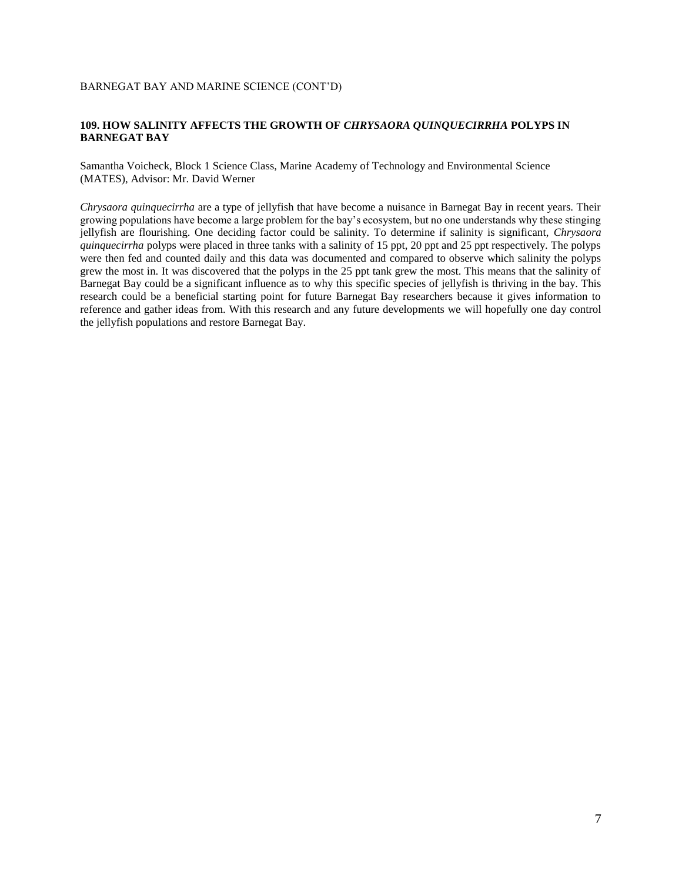BARNEGAT BAY AND MARINE SCIENCE (CONT'D)

### 109. HOW SALINITY AFFECTS THE GROWTH OF *CHRYSAORA QUINQUECIRRHA* POLYPS IN BARNEGAT BAY

Samantha Voicheck, Block 1 Science Class, Marine Academy of Technology and Environmental Science (MATES), Advisor: Mr. David Werner

*Chrysaora quinquecirrha* are a type of jellyfish that have become a nuisance in Barnegat Bay in recent years. Their growing populations have become a large problem for the bay's ecosystem, but no one understands why these stinging jellyfish are flourishing. One deciding factor could be salinity. To determine if salinity is significant, *Chrysaora quinquecirrha* polyps were placed in three tanks with a salinity of 15 ppt, 20 ppt and 25 ppt respectively. The polyps were then fed and counted daily and this data was documented and compared to observe which salinity the polyps grew the most in. It was discovered that the polyps in the 25 ppt tank grew the most. This means that the salinity of Barnegat Bay could be a significant influence as to why this specific species of jellyfish is thriving in the bay. This research could be a beneficial starting point for future Barnegat Bay researchers because it gives information to reference and gather ideas from. With this research and any future developments we will hopefully one day control the jellyfish populations and restore Barnegat Bay.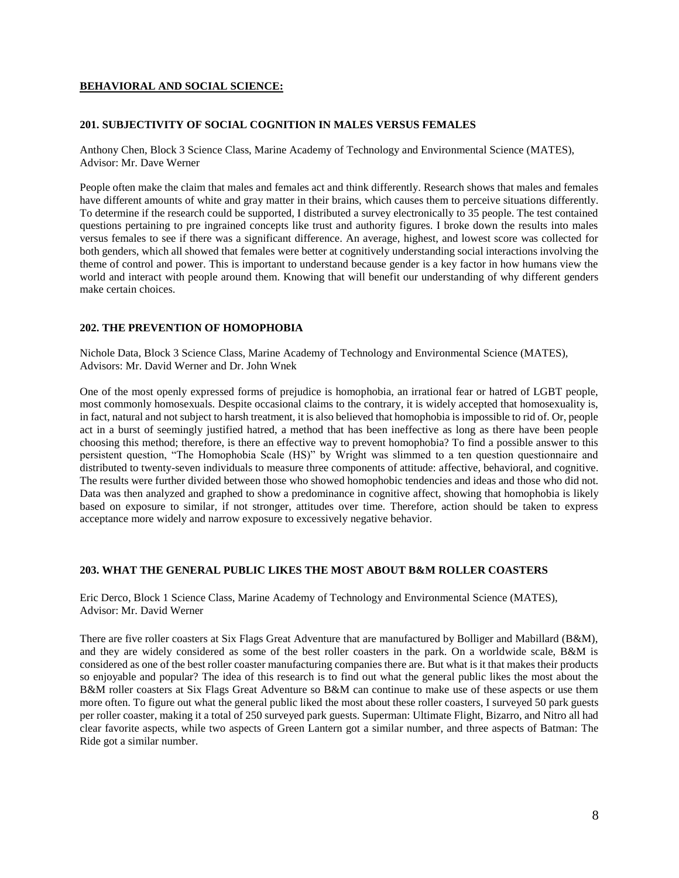## BEHAVIORAL AND SOCIAL SCIENCE:

### 201. SUBJECTIVITY OF SOCIAL COGNITION IN MALES VERSUS FEMALES

Anthony Chen, Block 3 Science Class, Marine Academy of Technology and Environmental Science (MATES), Advisor: Mr. Dave Werner

People often make the claim that males and females act and think differently. Research shows that males and females have different amounts of white and gray matter in their brains, which causes them to perceive situations differently. To determine if the research could be supported, I distributed a survey electronically to 35 people. The test contained questions pertaining to pre ingrained concepts like trust and authority figures. I broke down the results into males versus females to see if there was a significant difference. An average, highest, and lowest score was collected for both genders, which all showed that females were better at cognitively understanding social interactions involving the theme of control and power. This is important to understand because gender is a key factor in how humans view the world and interact with people around them. Knowing that will benefit our understanding of why different genders make certain choices.

### 202. THE PREVENTION OF HOMOPHOBIA

Nichole Data, Block 3 Science Class, Marine Academy of Technology and Environmental Science (MATES), Advisors: Mr. David Werner and Dr. John Wnek

One of the most openly expressed forms of prejudice is homophobia, an irrational fear or hatred of LGBT people, most commonly homosexuals. Despite occasional claims to the contrary, it is widely accepted that homosexuality is, in fact, natural and not subject to harsh treatment, it is also believed that homophobia is impossible to rid of. Or, people act in a burst of seemingly justified hatred, a method that has been ineffective as long as there have been people choosing this method; therefore, is there an effective way to prevent homophobia? To find a possible answer to this persistent question, "The Homophobia Scale (HS)" by Wright was slimmed to a ten question questionnaire and distributed to twenty-seven individuals to measure three components of attitude: affective, behavioral, and cognitive. The results were further divided between those who showed homophobic tendencies and ideas and those who did not. Data was then analyzed and graphed to show a predominance in cognitive affect, showing that homophobia is likely based on exposure to similar, if not stronger, attitudes over time. Therefore, action should be taken to express acceptance more widely and narrow exposure to excessively negative behavior.

### 203. WHAT THE GENERAL PUBLIC LIKES THE MOST ABOUT B&M ROLLER COASTERS

Eric Derco, Block 1 Science Class, Marine Academy of Technology and Environmental Science (MATES), Advisor: Mr. David Werner

There are five roller coasters at Six Flags Great Adventure that are manufactured by Bolliger and Mabillard (B&M), and they are widely considered as some of the best roller coasters in the park. On a worldwide scale, B&M is considered as one of the best roller coaster manufacturing companies there are. But what is it that makes their products so enjoyable and popular? The idea of this research is to find out what the general public likes the most about the B&M roller coasters at Six Flags Great Adventure so B&M can continue to make use of these aspects or use them more often. To figure out what the general public liked the most about these roller coasters, I surveyed 50 park guests per roller coaster, making it a total of 250 surveyed park guests. Superman: Ultimate Flight, Bizarro, and Nitro all had clear favorite aspects, while two aspects of Green Lantern got a similar number, and three aspects of Batman: The Ride got a similar number.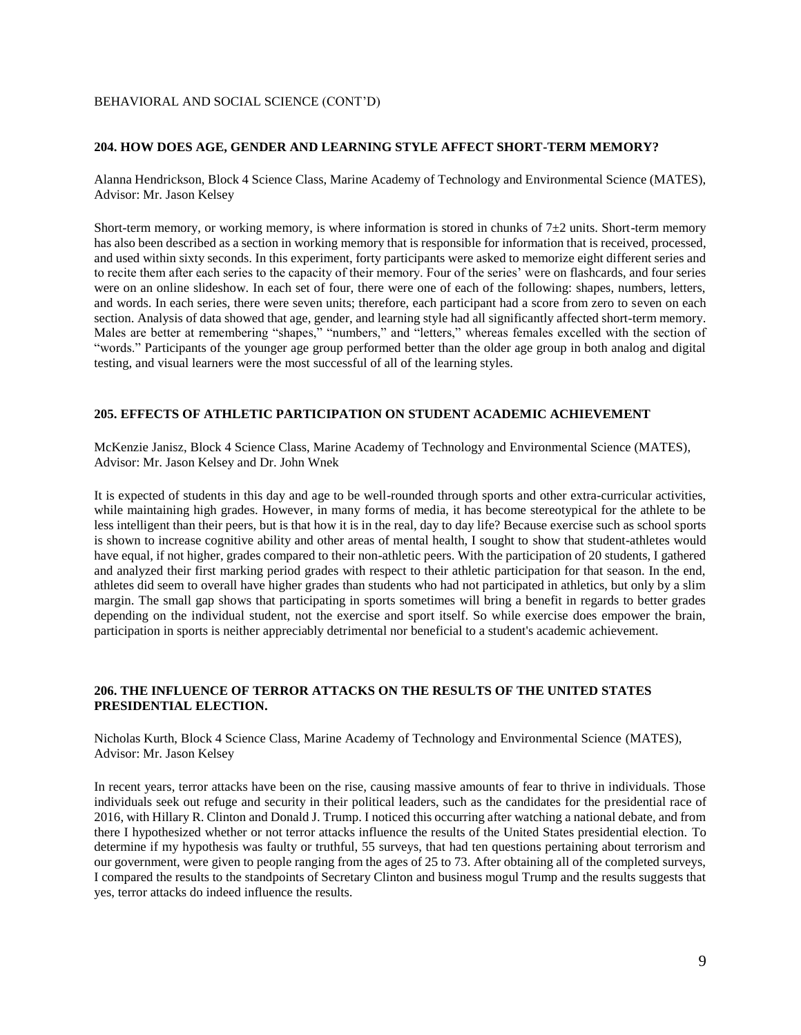BEHAVIORAL AND SOCIAL SCIENCE (CONT'D)

### 204. HOW DOES AGE, GENDER AND LEARNING STYLE AFFECT SHORT-TERM MEMORY?

Alanna Hendrickson, Block 4 Science Class, Marine Academy of Technology and Environmental Science (MATES), Advisor: Mr. Jason Kelsey

Short-term memory, or working memory, is where information is stored in chunks of $7\pm2$ units. Short-term memory has also been described as a section in working memory that is responsible for information that is received, processed, and used within sixty seconds. In this experiment, forty participants were asked to memorize eight different series and to recite them after each series to the capacity of their memory. Four of the series' were on flashcards, and four series were on an online slideshow. In each set of four, there were one of each of the following: shapes, numbers, letters, and words. In each series, there were seven units; therefore, each participant had a score from zero to seven on each section. Analysis of data showed that age, gender, and learning style had all significantly affected short-term memory. Males are better at remembering "shapes," "numbers," and "letters," whereas females excelled with the section of "words." Participants of the younger age group performed better than the older age group in both analog and digital testing, and visual learners were the most successful of all of the learning styles.

### 205. EFFECTS OF ATHLETIC PARTICIPATION ON STUDENT ACADEMIC ACHIEVEMENT

McKenzie Janisz, Block 4 Science Class, Marine Academy of Technology and Environmental Science (MATES), Advisor: Mr. Jason Kelsey and Dr. John Wnek

It is expected of students in this day and age to be well-rounded through sports and other extra-curricular activities, while maintaining high grades. However, in many forms of media, it has become stereotypical for the athlete to be less intelligent than their peers, but is that how it is in the real, day to day life? Because exercise such as school sports is shown to increase cognitive ability and other areas of mental health, I sought to show that student-athletes would have equal, if not higher, grades compared to their non-athletic peers. With the participation of 20 students, I gathered and analyzed their first marking period grades with respect to their athletic participation for that season. In the end, athletes did seem to overall have higher grades than students who had not participated in athletics, but only by a slim margin. The small gap shows that participating in sports sometimes will bring a benefit in regards to better grades depending on the individual student, not the exercise and sport itself. So while exercise does empower the brain, participation in sports is neither appreciably detrimental nor beneficial to a student's academic achievement.

### 206. THE INFLUENCE OF TERROR ATTACKS ON THE RESULTS OF THE UNITED STATES PRESIDENTIAL ELECTION.

Nicholas Kurth, Block 4 Science Class, Marine Academy of Technology and Environmental Science (MATES), Advisor: Mr. Jason Kelsey

In recent years, terror attacks have been on the rise, causing massive amounts of fear to thrive in individuals. Those individuals seek out refuge and security in their political leaders, such as the candidates for the presidential race of 2016, with Hillary R. Clinton and Donald J. Trump. I noticed this occurring after watching a national debate, and from there I hypothesized whether or not terror attacks influence the results of the United States presidential election. To determine if my hypothesis was faulty or truthful, 55 surveys, that had ten questions pertaining about terrorism and our government, were given to people ranging from the ages of 25 to 73. After obtaining all of the completed surveys, I compared the results to the standpoints of Secretary Clinton and business mogul Trump and the results suggests that yes, terror attacks do indeed influence the results.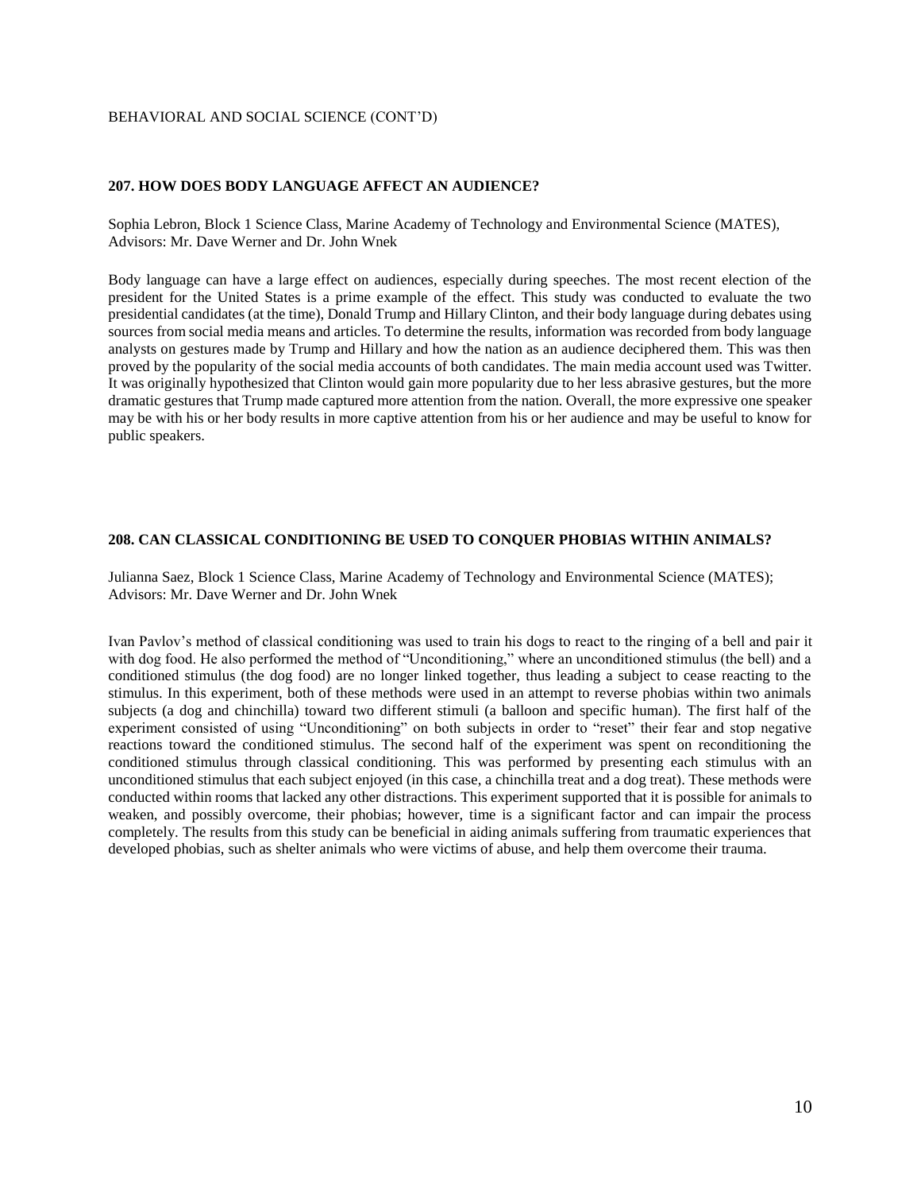BEHAVIORAL AND SOCIAL SCIENCE (CONT'D)

### 207. HOW DOES BODY LANGUAGE AFFECT AN AUDIENCE?

Sophia Lebron, Block 1 Science Class, Marine Academy of Technology and Environmental Science (MATES), Advisors: Mr. Dave Werner and Dr. John Wnek

Body language can have a large effect on audiences, especially during speeches. The most recent election of the president for the United States is a prime example of the effect. This study was conducted to evaluate the two presidential candidates (at the time), Donald Trump and Hillary Clinton, and their body language during debates using sources from social media means and articles. To determine the results, information was recorded from body language analysts on gestures made by Trump and Hillary and how the nation as an audience deciphered them. This was then proved by the popularity of the social media accounts of both candidates. The main media account used was Twitter. It was originally hypothesized that Clinton would gain more popularity due to her less abrasive gestures, but the more dramatic gestures that Trump made captured more attention from the nation. Overall, the more expressive one speaker may be with his or her body results in more captive attention from his or her audience and may be useful to know for public speakers.

### 208. CAN CLASSICAL CONDITIONING BE USED TO CONQUER PHOBIAS WITHIN ANIMALS?

Julianna Saez, Block 1 Science Class, Marine Academy of Technology and Environmental Science (MATES); Advisors: Mr. Dave Werner and Dr. John Wnek

Ivan Pavlov's method of classical conditioning was used to train his dogs to react to the ringing of a bell and pair it with dog food. He also performed the method of "Unconditioning," where an unconditioned stimulus (the bell) and a conditioned stimulus (the dog food) are no longer linked together, thus leading a subject to cease reacting to the stimulus. In this experiment, both of these methods were used in an attempt to reverse phobias within two animals subjects (a dog and chinchilla) toward two different stimuli (a balloon and specific human). The first half of the experiment consisted of using "Unconditioning" on both subjects in order to "reset" their fear and stop negative reactions toward the conditioned stimulus. The second half of the experiment was spent on reconditioning the conditioned stimulus through classical conditioning. This was performed by presenting each stimulus with an unconditioned stimulus that each subject enjoyed (in this case, a chinchilla treat and a dog treat). These methods were conducted within rooms that lacked any other distractions. This experiment supported that it is possible for animals to weaken, and possibly overcome, their phobias; however, time is a significant factor and can impair the process completely. The results from this study can be beneficial in aiding animals suffering from traumatic experiences that developed phobias, such as shelter animals who were victims of abuse, and help them overcome their trauma.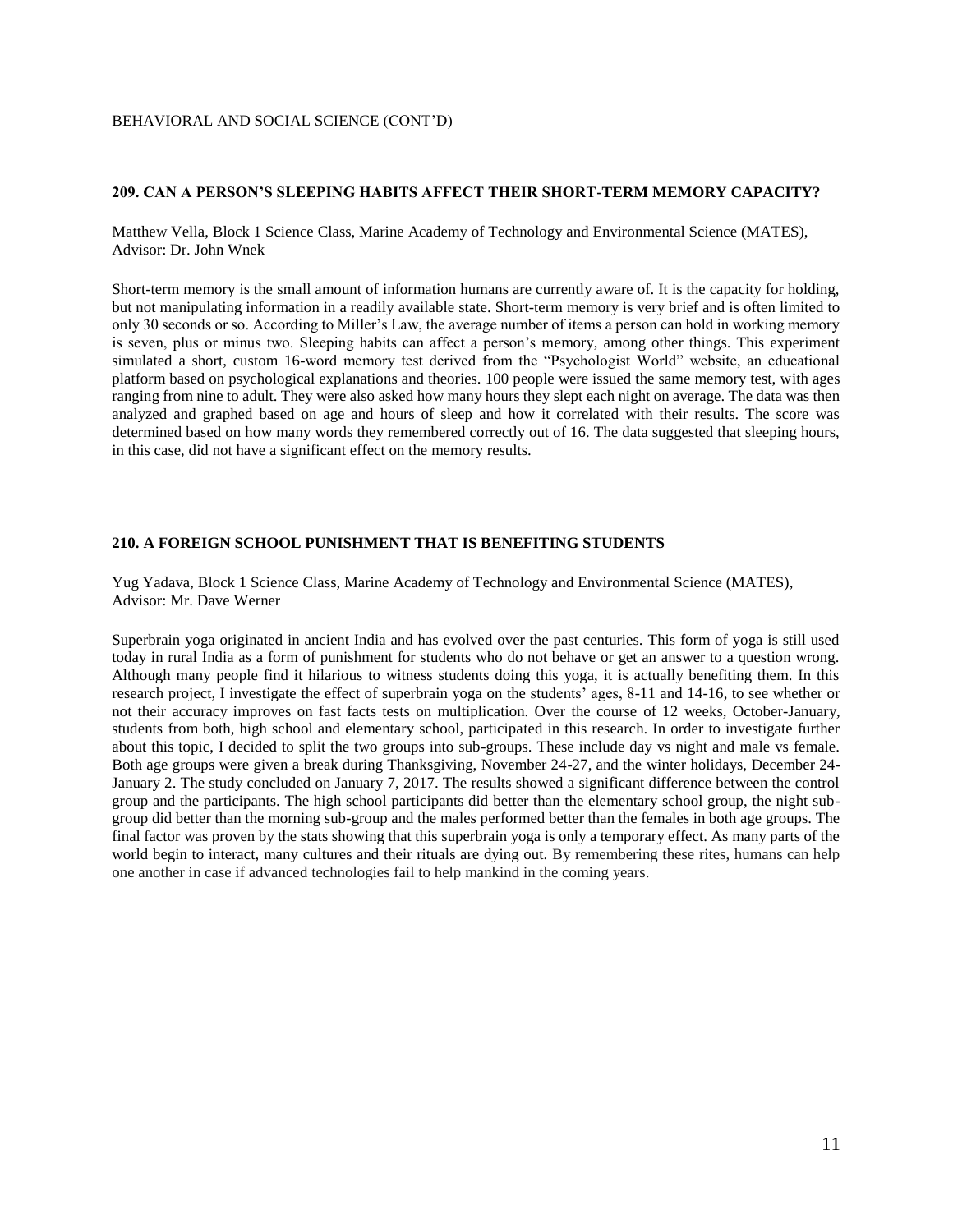BEHAVIORAL AND SOCIAL SCIENCE (CONT'D)

### 209. CAN A PERSON'S SLEEPING HABITS AFFECT THEIR SHORT-TERM MEMORY CAPACITY?

Matthew Vella, Block 1 Science Class, Marine Academy of Technology and Environmental Science (MATES), Advisor: Dr. John Wnek

Short-term memory is the small amount of information humans are currently aware of. It is the capacity for holding, but not manipulating information in a readily available state. Short-term memory is very brief and is often limited to only 30 seconds or so. According to Miller's Law, the average number of items a person can hold in working memory is seven, plus or minus two. Sleeping habits can affect a person's memory, among other things. This experiment simulated a short, custom 16-word memory test derived from the "Psychologist World" website, an educational platform based on psychological explanations and theories. 100 people were issued the same memory test, with ages ranging from nine to adult. They were also asked how many hours they slept each night on average. The data was then analyzed and graphed based on age and hours of sleep and how it correlated with their results. The score was determined based on how many words they remembered correctly out of 16. The data suggested that sleeping hours, in this case, did not have a significant effect on the memory results.

### 210. A FOREIGN SCHOOL PUNISHMENT THAT IS BENEFITING STUDENTS

Yug Yadava, Block 1 Science Class, Marine Academy of Technology and Environmental Science (MATES), Advisor: Mr. Dave Werner

Superbrain yoga originated in ancient India and has evolved over the past centuries. This form of yoga is still used today in rural India as a form of punishment for students who do not behave or get an answer to a question wrong. Although many people find it hilarious to witness students doing this yoga, it is actually benefiting them. In this research project, I investigate the effect of superbrain yoga on the students' ages, 8-11 and 14-16, to see whether or not their accuracy improves on fast facts tests on multiplication. Over the course of 12 weeks, October-January, students from both, high school and elementary school, participated in this research. In order to investigate further about this topic, I decided to split the two groups into sub-groups. These include day vs night and male vs female. Both age groups were given a break during Thanksgiving, November 24-27, and the winter holidays, December 24-January 2. The study concluded on January 7, 2017. The results showed a significant difference between the control group and the participants. The high school participants did better than the elementary school group, the night sub-group did better than the morning sub-group and the males performed better than the females in both age groups. The final factor was proven by the stats showing that this superbrain yoga is only a temporary effect. As many parts of the world begin to interact, many cultures and their rituals are dying out. By remembering these rites, humans can help one another in case if advanced technologies fail to help mankind in the coming years.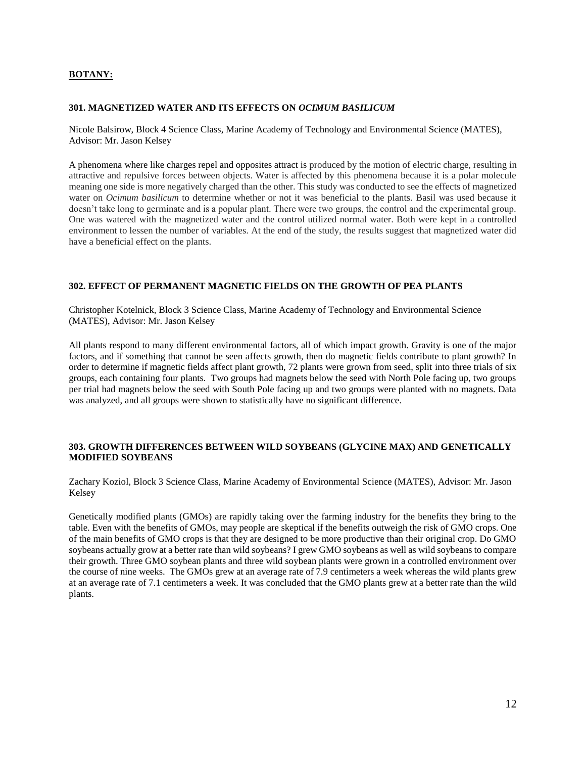## BOTANY:

### 301. MAGNETIZED WATER AND ITS EFFECTS ON *OCIMUM BASILICUM*

Nicole Balsirow, Block 4 Science Class, Marine Academy of Technology and Environmental Science (MATES), Advisor: Mr. Jason Kelsey

A phenomena where like charges repel and opposites attract is produced by the motion of electric charge, resulting in attractive and repulsive forces between objects. Water is affected by this phenomena because it is a polar molecule meaning one side is more negatively charged than the other. This study was conducted to see the effects of magnetized water on *Ocimum basilicum* to determine whether or not it was beneficial to the plants. Basil was used because it doesn't take long to germinate and is a popular plant. There were two groups, the control and the experimental group. One was watered with the magnetized water and the control utilized normal water. Both were kept in a controlled environment to lessen the number of variables. At the end of the study, the results suggest that magnetized water did have a beneficial effect on the plants.

### 302. EFFECT OF PERMANENT MAGNETIC FIELDS ON THE GROWTH OF PEA PLANTS

Christopher Kotelnick, Block 3 Science Class, Marine Academy of Technology and Environmental Science (MATES), Advisor: Mr. Jason Kelsey

All plants respond to many different environmental factors, all of which impact growth. Gravity is one of the major factors, and if something that cannot be seen affects growth, then do magnetic fields contribute to plant growth? In order to determine if magnetic fields affect plant growth, 72 plants were grown from seed, split into three trials of six groups, each containing four plants. Two groups had magnets below the seed with North Pole facing up, two groups per trial had magnets below the seed with South Pole facing up and two groups were planted with no magnets. Data was analyzed, and all groups were shown to statistically have no significant difference.

### 303. GROWTH DIFFERENCES BETWEEN WILD SOYBEANS (GLYCINE MAX) AND GENETICALLY MODIFIED SOYBEANS

Zachary Koziol, Block 3 Science Class, Marine Academy of Environmental Science (MATES), Advisor: Mr. Jason Kelsey

Genetically modified plants (GMOs) are rapidly taking over the farming industry for the benefits they bring to the table. Even with the benefits of GMOs, may people are skeptical if the benefits outweigh the risk of GMO crops. One of the main benefits of GMO crops is that they are designed to be more productive than their original crop. Do GMO soybeans actually grow at a better rate than wild soybeans? I grew GMO soybeans as well as wild soybeans to compare their growth. Three GMO soybean plants and three wild soybean plants were grown in a controlled environment over the course of nine weeks. The GMOs grew at an average rate of 7.9 centimeters a week whereas the wild plants grew at an average rate of 7.1 centimeters a week. It was concluded that the GMO plants grew at a better rate than the wild plants.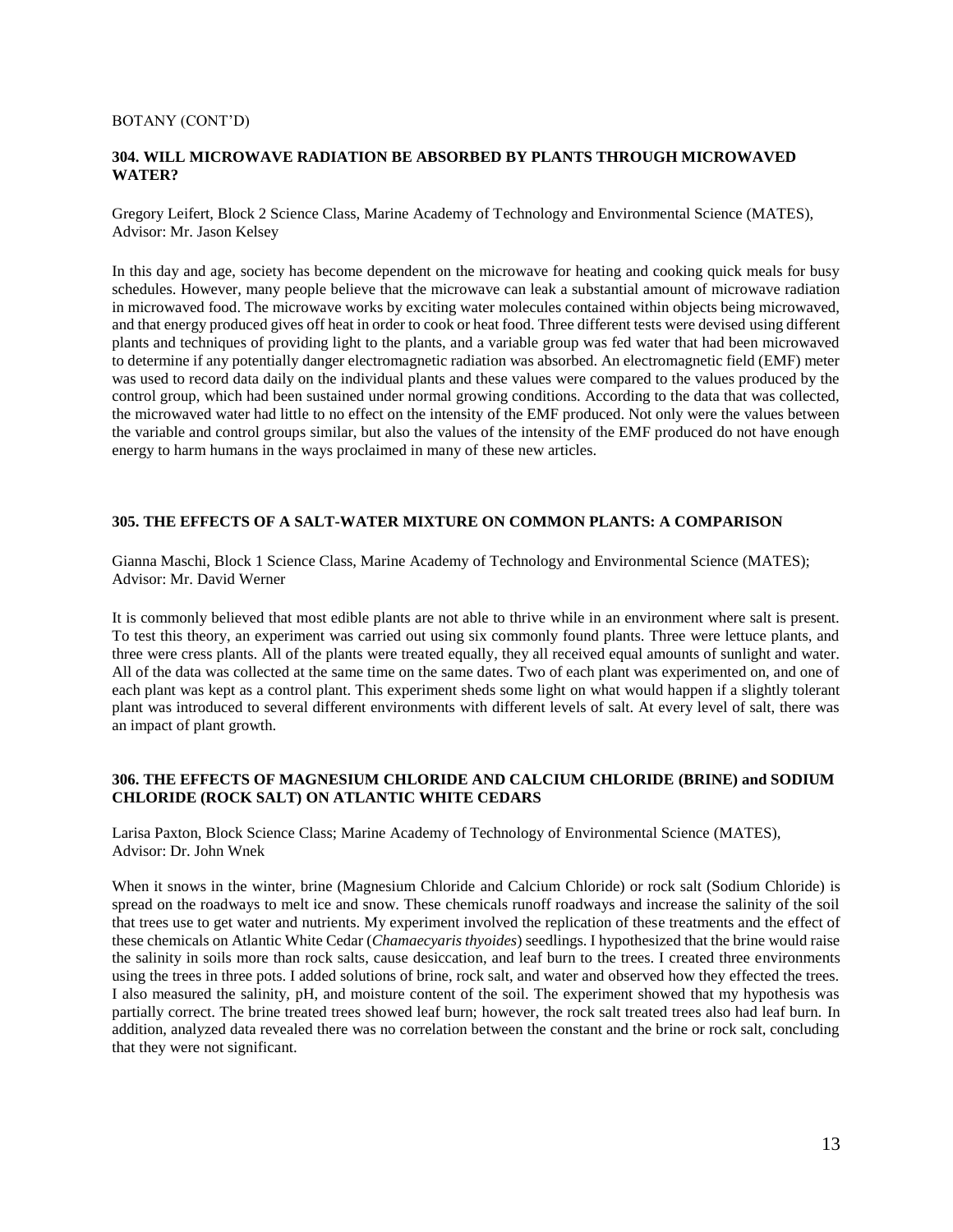BOTANY (CONT'D)

### 304. WILL MICROWAVE RADIATION BE ABSORBED BY PLANTS THROUGH MICROWAVED WATER?

Gregory Leifert, Block 2 Science Class, Marine Academy of Technology and Environmental Science (MATES), Advisor: Mr. Jason Kelsey

In this day and age, society has become dependent on the microwave for heating and cooking quick meals for busy schedules. However, many people believe that the microwave can leak a substantial amount of microwave radiation in microwaved food. The microwave works by exciting water molecules contained within objects being microwaved, and that energy produced gives off heat in order to cook or heat food. Three different tests were devised using different plants and techniques of providing light to the plants, and a variable group was fed water that had been microwaved to determine if any potentially danger electromagnetic radiation was absorbed. An electromagnetic field (EMF) meter was used to record data daily on the individual plants and these values were compared to the values produced by the control group, which had been sustained under normal growing conditions. According to the data that was collected, the microwaved water had little to no effect on the intensity of the EMF produced. Not only were the values between the variable and control groups similar, but also the values of the intensity of the EMF produced do not have enough energy to harm humans in the ways proclaimed in many of these new articles.

### 305. THE EFFECTS OF A SALT-WATER MIXTURE ON COMMON PLANTS: A COMPARISON

Gianna Maschi, Block 1 Science Class, Marine Academy of Technology and Environmental Science (MATES); Advisor: Mr. David Werner

It is commonly believed that most edible plants are not able to thrive while in an environment where salt is present. To test this theory, an experiment was carried out using six commonly found plants. Three were lettuce plants, and three were cress plants. All of the plants were treated equally, they all received equal amounts of sunlight and water. All of the data was collected at the same time on the same dates. Two of each plant was experimented on, and one of each plant was kept as a control plant. This experiment sheds some light on what would happen if a slightly tolerant plant was introduced to several different environments with different levels of salt. At every level of salt, there was an impact of plant growth.

### 306. THE EFFECTS OF MAGNESIUM CHLORIDE AND CALCIUM CHLORIDE (BRINE) and SODIUM CHLORIDE (ROCK SALT) ON ATLANTIC WHITE CEDARS

Larisa Paxton, Block Science Class; Marine Academy of Technology of Environmental Science (MATES), Advisor: Dr. John Wnek

When it snows in the winter, brine (Magnesium Chloride and Calcium Chloride) or rock salt (Sodium Chloride) is spread on the roadways to melt ice and snow. These chemicals runoff roadways and increase the salinity of the soil that trees use to get water and nutrients. My experiment involved the replication of these treatments and the effect of these chemicals on Atlantic White Cedar (*Chamaecyaris thyoides*) seedlings. I hypothesized that the brine would raise the salinity in soils more than rock salts, cause desiccation, and leaf burn to the trees. I created three environments using the trees in three pots. I added solutions of brine, rock salt, and water and observed how they effected the trees. I also measured the salinity, pH, and moisture content of the soil. The experiment showed that my hypothesis was partially correct. The brine treated trees showed leaf burn; however, the rock salt treated trees also had leaf burn. In addition, analyzed data revealed there was no correlation between the constant and the brine or rock salt, concluding that they were not significant.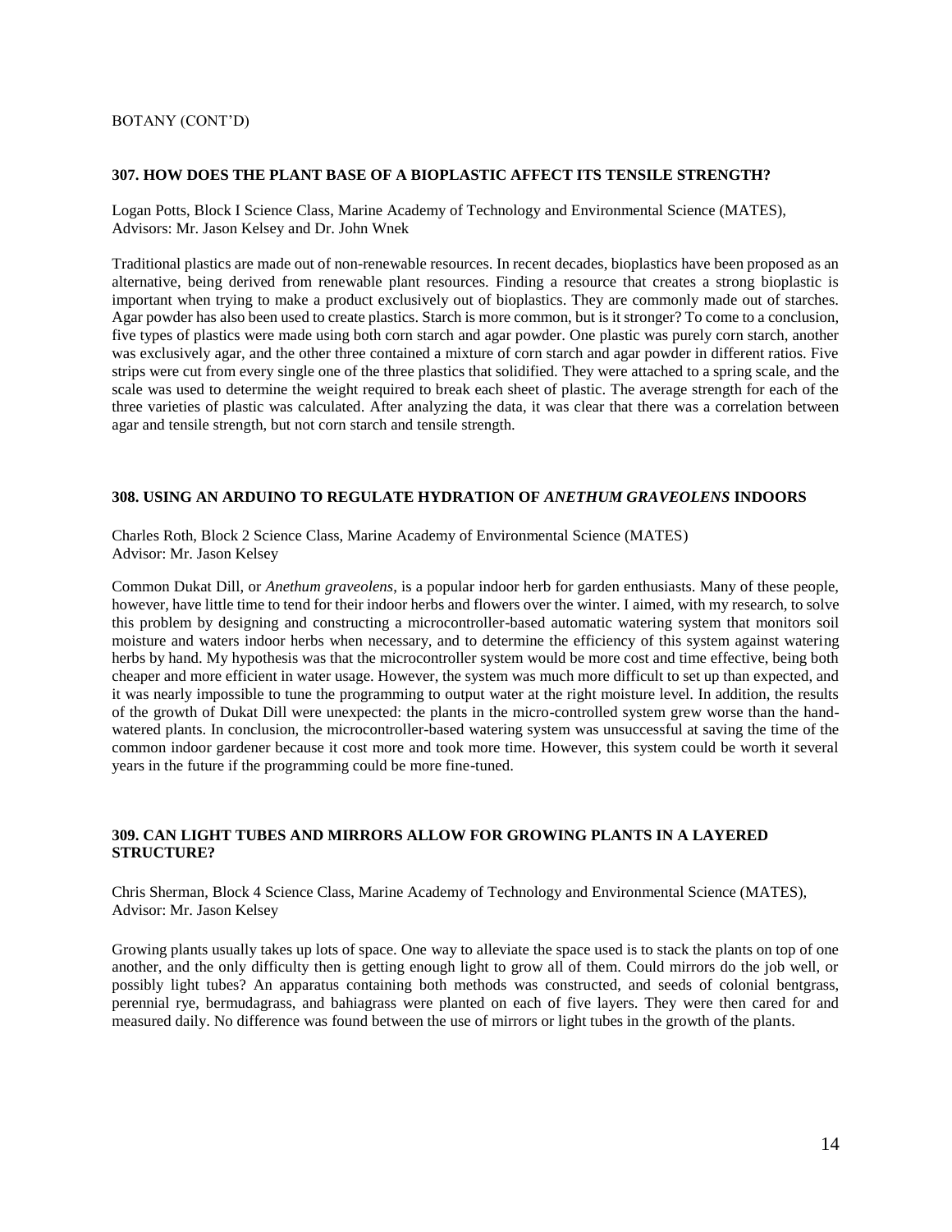BOTANY (CONT'D)

### 307. HOW DOES THE PLANT BASE OF A BIOPLASTIC AFFECT ITS TENSILE STRENGTH?

Logan Potts, Block I Science Class, Marine Academy of Technology and Environmental Science (MATES), Advisors: Mr. Jason Kelsey and Dr. John Wnek

Traditional plastics are made out of non-renewable resources. In recent decades, bioplastics have been proposed as an alternative, being derived from renewable plant resources. Finding a resource that creates a strong bioplastic is important when trying to make a product exclusively out of bioplastics. They are commonly made out of starches. Agar powder has also been used to create plastics. Starch is more common, but is it stronger? To come to a conclusion, five types of plastics were made using both corn starch and agar powder. One plastic was purely corn starch, another was exclusively agar, and the other three contained a mixture of corn starch and agar powder in different ratios. Five strips were cut from every single one of the three plastics that solidified. They were attached to a spring scale, and the scale was used to determine the weight required to break each sheet of plastic. The average strength for each of the three varieties of plastic was calculated. After analyzing the data, it was clear that there was a correlation between agar and tensile strength, but not corn starch and tensile strength.

### 308. USING AN ARDUINO TO REGULATE HYDRATION OF *ANETHUM GRAVEOLENS* INDOORS

Charles Roth, Block 2 Science Class, Marine Academy of Environmental Science (MATES)
Advisor: Mr. Jason Kelsey

Common Dukat Dill, or *Anethum graveolens*, is a popular indoor herb for garden enthusiasts. Many of these people, however, have little time to tend for their indoor herbs and flowers over the winter. I aimed, with my research, to solve this problem by designing and constructing a microcontroller-based automatic watering system that monitors soil moisture and waters indoor herbs when necessary, and to determine the efficiency of this system against watering herbs by hand. My hypothesis was that the microcontroller system would be more cost and time effective, being both cheaper and more efficient in water usage. However, the system was much more difficult to set up than expected, and it was nearly impossible to tune the programming to output water at the right moisture level. In addition, the results of the growth of Dukat Dill were unexpected: the plants in the micro-controlled system grew worse than the hand-watered plants. In conclusion, the microcontroller-based watering system was unsuccessful at saving the time of the common indoor gardener because it cost more and took more time. However, this system could be worth it several years in the future if the programming could be more fine-tuned.

### 309. CAN LIGHT TUBES AND MIRRORS ALLOW FOR GROWING PLANTS IN A LAYERED STRUCTURE?

Chris Sherman, Block 4 Science Class, Marine Academy of Technology and Environmental Science (MATES), Advisor: Mr. Jason Kelsey

Growing plants usually takes up lots of space. One way to alleviate the space used is to stack the plants on top of one another, and the only difficulty then is getting enough light to grow all of them. Could mirrors do the job well, or possibly light tubes? An apparatus containing both methods was constructed, and seeds of colonial bentgrass, perennial rye, bermudagrass, and bahiagrass were planted on each of five layers. They were then cared for and measured daily. No difference was found between the use of mirrors or light tubes in the growth of the plants.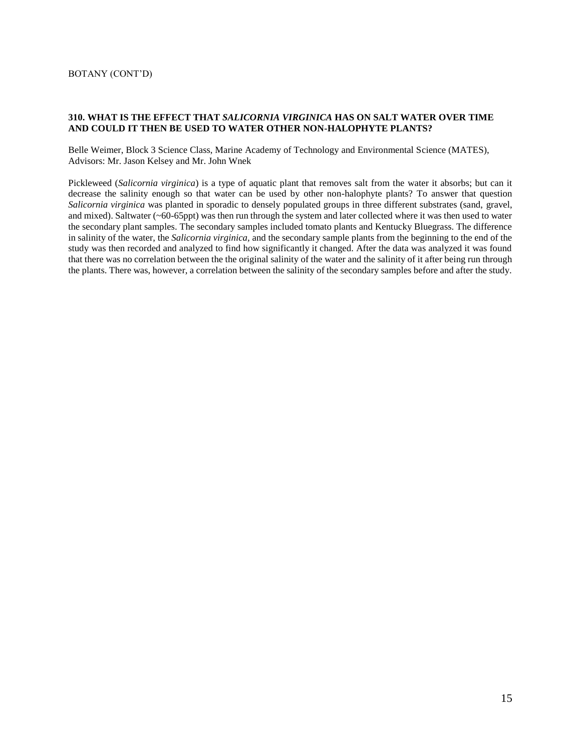BOTANY (CONT'D)

### 310. WHAT IS THE EFFECT THAT *SALICORNIA VIRGINICA* HAS ON SALT WATER OVER TIME AND COULD IT THEN BE USED TO WATER OTHER NON-HALOPHYTE PLANTS?

Belle Weimer, Block 3 Science Class, Marine Academy of Technology and Environmental Science (MATES), Advisors: Mr. Jason Kelsey and Mr. John Wnek

Pickleweed (*Salicornia virginica*) is a type of aquatic plant that removes salt from the water it absorbs; but can it decrease the salinity enough so that water can be used by other non-halophyte plants? To answer that question *Salicornia virginica* was planted in sporadic to densely populated groups in three different substrates (sand, gravel, and mixed). Saltwater (~60-65ppt) was then run through the system and later collected where it was then used to water the secondary plant samples. The secondary samples included tomato plants and Kentucky Bluegrass. The difference in salinity of the water, the *Salicornia virginica*, and the secondary sample plants from the beginning to the end of the study was then recorded and analyzed to find how significantly it changed. After the data was analyzed it was found that there was no correlation between the the original salinity of the water and the salinity of it after being run through the plants. There was, however, a correlation between the salinity of the secondary samples before and after the study.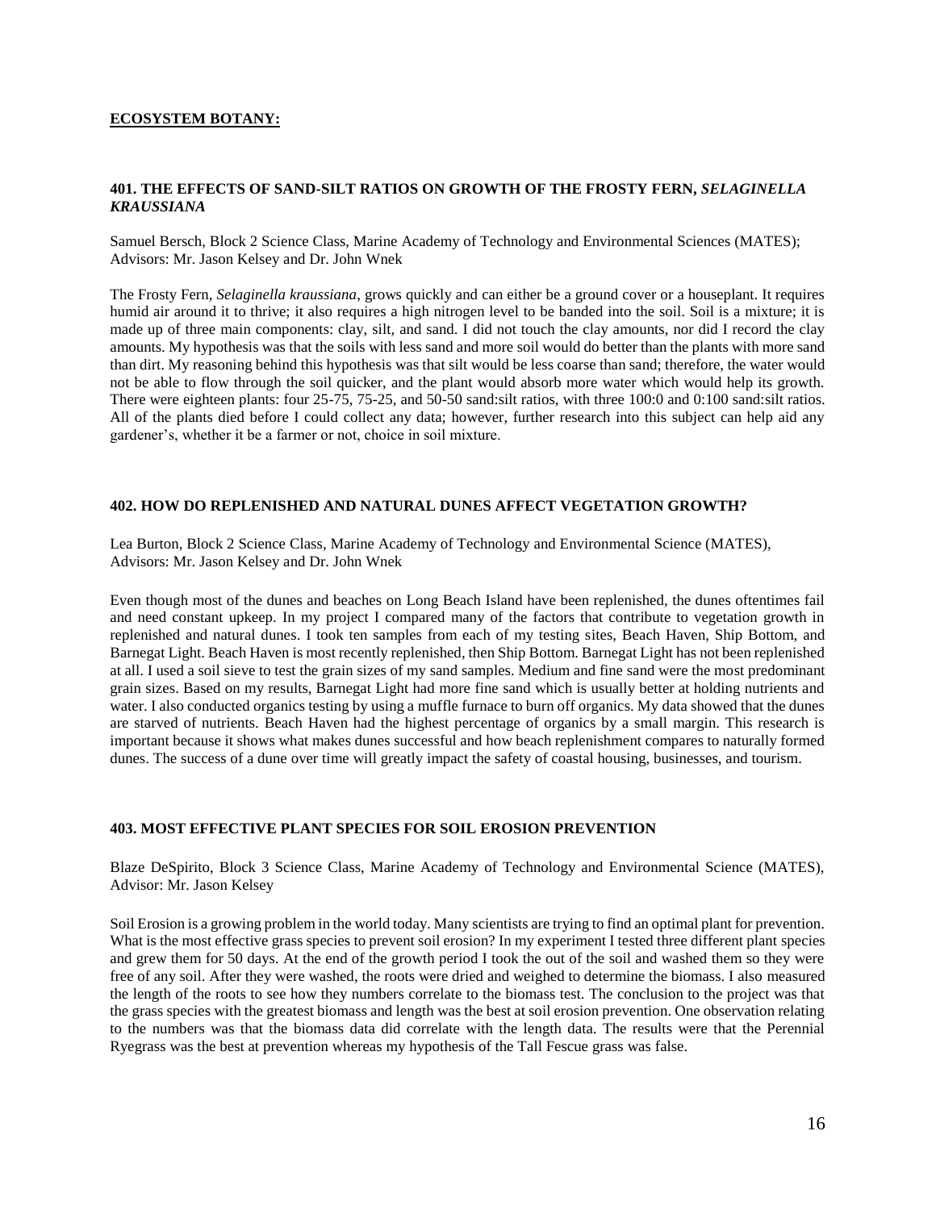**ECOSYSTEM BOTANY:**

### 401. THE EFFECTS OF SAND-SILT RATIOS ON GROWTH OF THE FROSTY FERN, *SELAGINELLA KRAUSSIANA*

Samuel Bersch, Block 2 Science Class, Marine Academy of Technology and Environmental Sciences (MATES); Advisors: Mr. Jason Kelsey and Dr. John Wnek

The Frosty Fern, *Selaginella kraussiana*, grows quickly and can either be a ground cover or a houseplant. It requires humid air around it to thrive; it also requires a high nitrogen level to be banded into the soil. Soil is a mixture; it is made up of three main components: clay, silt, and sand. I did not touch the clay amounts, nor did I record the clay amounts. My hypothesis was that the soils with less sand and more soil would do better than the plants with more sand than dirt. My reasoning behind this hypothesis was that silt would be less coarse than sand; therefore, the water would not be able to flow through the soil quicker, and the plant would absorb more water which would help its growth. There were eighteen plants: four 25-75, 75-25, and 50-50 sand:silt ratios, with three 100:0 and 0:100 sand:silt ratios. All of the plants died before I could collect any data; however, further research into this subject can help aid any gardener's, whether it be a farmer or not, choice in soil mixture.

### 402. HOW DO REPLENISHED AND NATURAL DUNES AFFECT VEGETATION GROWTH?

Lea Burton, Block 2 Science Class, Marine Academy of Technology and Environmental Science (MATES), Advisors: Mr. Jason Kelsey and Dr. John Wnek

Even though most of the dunes and beaches on Long Beach Island have been replenished, the dunes oftentimes fail and need constant upkeep. In my project I compared many of the factors that contribute to vegetation growth in replenished and natural dunes. I took ten samples from each of my testing sites, Beach Haven, Ship Bottom, and Barnegat Light. Beach Haven is most recently replenished, then Ship Bottom. Barnegat Light has not been replenished at all. I used a soil sieve to test the grain sizes of my sand samples. Medium and fine sand were the most predominant grain sizes. Based on my results, Barnegat Light had more fine sand which is usually better at holding nutrients and water. I also conducted organics testing by using a muffle furnace to burn off organics. My data showed that the dunes are starved of nutrients. Beach Haven had the highest percentage of organics by a small margin. This research is important because it shows what makes dunes successful and how beach replenishment compares to naturally formed dunes. The success of a dune over time will greatly impact the safety of coastal housing, businesses, and tourism.

### 403. MOST EFFECTIVE PLANT SPECIES FOR SOIL EROSION PREVENTION

Blaze DeSpirito, Block 3 Science Class, Marine Academy of Technology and Environmental Science (MATES), Advisor: Mr. Jason Kelsey

Soil Erosion is a growing problem in the world today. Many scientists are trying to find an optimal plant for prevention. What is the most effective grass species to prevent soil erosion? In my experiment I tested three different plant species and grew them for 50 days. At the end of the growth period I took the out of the soil and washed them so they were free of any soil. After they were washed, the roots were dried and weighed to determine the biomass. I also measured the length of the roots to see how they numbers correlate to the biomass test. The conclusion to the project was that the grass species with the greatest biomass and length was the best at soil erosion prevention. One observation relating to the numbers was that the biomass data did correlate with the length data. The results were that the Perennial Ryegrass was the best at prevention whereas my hypothesis of the Tall Fescue grass was false.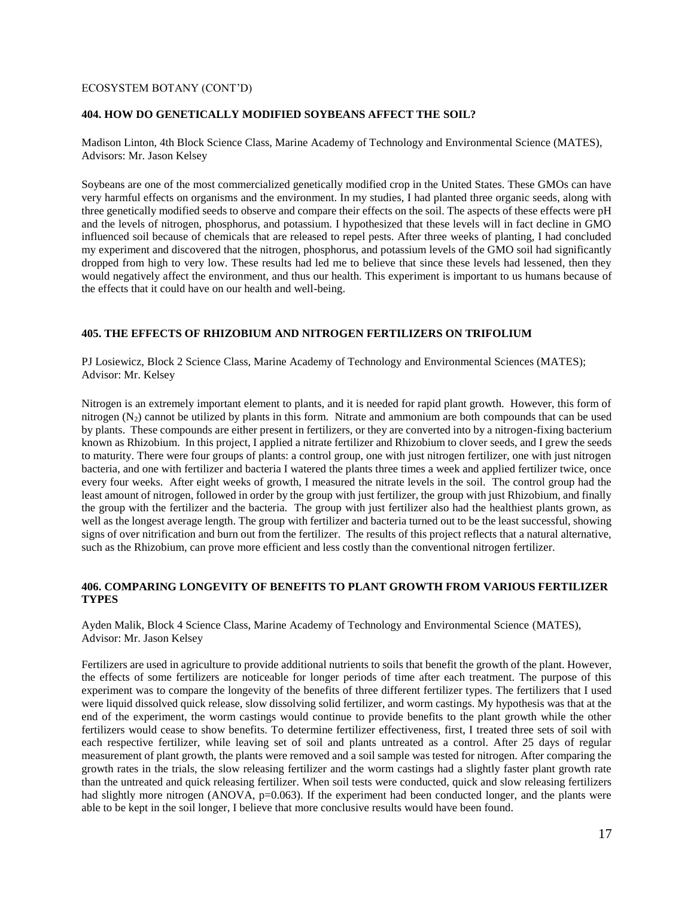ECOSYSTEM BOTANY (CONT'D)

### 404. HOW DO GENETICALLY MODIFIED SOYBEANS AFFECT THE SOIL?

Madison Linton, 4th Block Science Class, Marine Academy of Technology and Environmental Science (MATES), Advisors: Mr. Jason Kelsey

Soybeans are one of the most commercialized genetically modified crop in the United States. These GMOs can have very harmful effects on organisms and the environment. In my studies, I had planted three organic seeds, along with three genetically modified seeds to observe and compare their effects on the soil. The aspects of these effects were pH and the levels of nitrogen, phosphorus, and potassium. I hypothesized that these levels will in fact decline in GMO influenced soil because of chemicals that are released to repel pests. After three weeks of planting, I had concluded my experiment and discovered that the nitrogen, phosphorus, and potassium levels of the GMO soil had significantly dropped from high to very low. These results had led me to believe that since these levels had lessened, then they would negatively affect the environment, and thus our health. This experiment is important to us humans because of the effects that it could have on our health and well-being.

### 405. THE EFFECTS OF RHIZOBIUM AND NITROGEN FERTILIZERS ON TRIFOLIUM

PJ Losiewicz, Block 2 Science Class, Marine Academy of Technology and Environmental Sciences (MATES); Advisor: Mr. Kelsey

Nitrogen is an extremely important element to plants, and it is needed for rapid plant growth. However, this form of nitrogen ($N_2$) cannot be utilized by plants in this form. Nitrate and ammonium are both compounds that can be used by plants. These compounds are either present in fertilizers, or they are converted into by a nitrogen-fixing bacterium known as Rhizobium. In this project, I applied a nitrate fertilizer and Rhizobium to clover seeds, and I grew the seeds to maturity. There were four groups of plants: a control group, one with just nitrogen fertilizer, one with just nitrogen bacteria, and one with fertilizer and bacteria I watered the plants three times a week and applied fertilizer twice, once every four weeks. After eight weeks of growth, I measured the nitrate levels in the soil. The control group had the least amount of nitrogen, followed in order by the group with just fertilizer, the group with just Rhizobium, and finally the group with the fertilizer and the bacteria. The group with just fertilizer also had the healthiest plants grown, as well as the longest average length. The group with fertilizer and bacteria turned out to be the least successful, showing signs of over nitrification and burn out from the fertilizer. The results of this project reflects that a natural alternative, such as the Rhizobium, can prove more efficient and less costly than the conventional nitrogen fertilizer.

### 406. COMPARING LONGEVITY OF BENEFITS TO PLANT GROWTH FROM VARIOUS FERTILIZER TYPES

Ayden Malik, Block 4 Science Class, Marine Academy of Technology and Environmental Science (MATES), Advisor: Mr. Jason Kelsey

Fertilizers are used in agriculture to provide additional nutrients to soils that benefit the growth of the plant. However, the effects of some fertilizers are noticeable for longer periods of time after each treatment. The purpose of this experiment was to compare the longevity of the benefits of three different fertilizer types. The fertilizers that I used were liquid dissolved quick release, slow dissolving solid fertilizer, and worm castings. My hypothesis was that at the end of the experiment, the worm castings would continue to provide benefits to the plant growth while the other fertilizers would cease to show benefits. To determine fertilizer effectiveness, first, I treated three sets of soil with each respective fertilizer, while leaving set of soil and plants untreated as a control. After 25 days of regular measurement of plant growth, the plants were removed and a soil sample was tested for nitrogen. After comparing the growth rates in the trials, the slow releasing fertilizer and the worm castings had a slightly faster plant growth rate than the untreated and quick releasing fertilizer. When soil tests were conducted, quick and slow releasing fertilizers had slightly more nitrogen (ANOVA, $p=0.063$). If the experiment had been conducted longer, and the plants were able to be kept in the soil longer, I believe that more conclusive results would have been found.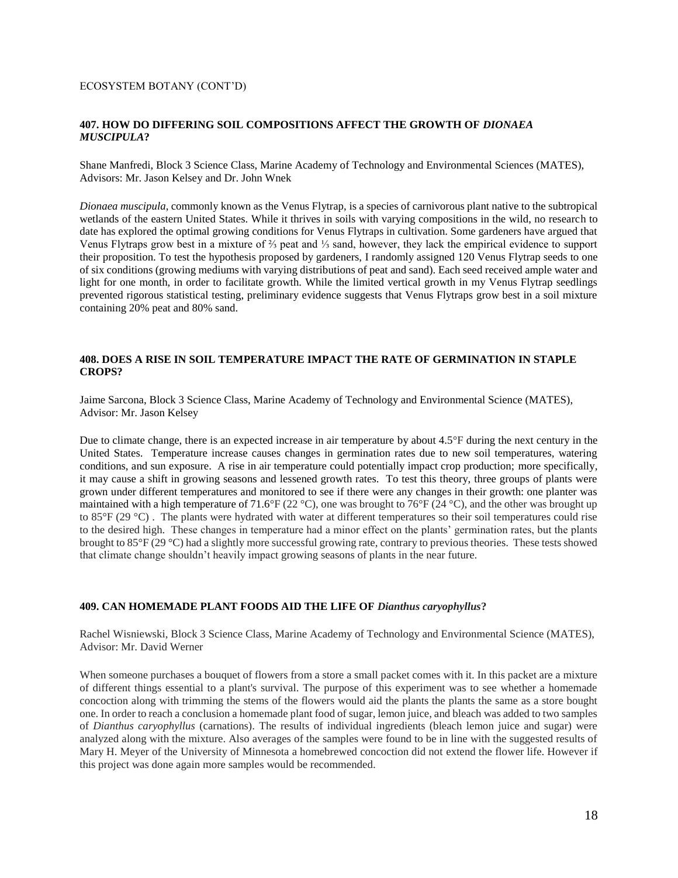ECOSYSTEM BOTANY (CONT'D)

### 407. HOW DO DIFFERING SOIL COMPOSITIONS AFFECT THE GROWTH OF *DIONAEA MUSCIPULA*?

Shane Manfredi, Block 3 Science Class, Marine Academy of Technology and Environmental Sciences (MATES), Advisors: Mr. Jason Kelsey and Dr. John Wnek

*Dionaea muscipula*, commonly known as the Venus Flytrap, is a species of carnivorous plant native to the subtropical wetlands of the eastern United States. While it thrives in soils with varying compositions in the wild, no research to date has explored the optimal growing conditions for Venus Flytraps in cultivation. Some gardeners have argued that Venus Flytraps grow best in a mixture of ⅔ peat and ⅓ sand, however, they lack the empirical evidence to support their proposition. To test the hypothesis proposed by gardeners, I randomly assigned 120 Venus Flytrap seeds to one of six conditions (growing mediums with varying distributions of peat and sand). Each seed received ample water and light for one month, in order to facilitate growth. While the limited vertical growth in my Venus Flytrap seedlings prevented rigorous statistical testing, preliminary evidence suggests that Venus Flytraps grow best in a soil mixture containing 20% peat and 80% sand.

### 408. DOES A RISE IN SOIL TEMPERATURE IMPACT THE RATE OF GERMINATION IN STAPLE CROPS?

Jaime Sarcona, Block 3 Science Class, Marine Academy of Technology and Environmental Science (MATES), Advisor: Mr. Jason Kelsey

Due to climate change, there is an expected increase in air temperature by about 4.5°F during the next century in the United States. Temperature increase causes changes in germination rates due to new soil temperatures, watering conditions, and sun exposure. A rise in air temperature could potentially impact crop production; more specifically, it may cause a shift in growing seasons and lessened growth rates. To test this theory, three groups of plants were grown under different temperatures and monitored to see if there were any changes in their growth: one planter was maintained with a high temperature of 71.6°F (22 °C), one was brought to 76°F (24 °C), and the other was brought up to 85°F (29 °C) . The plants were hydrated with water at different temperatures so their soil temperatures could rise to the desired high. These changes in temperature had a minor effect on the plants' germination rates, but the plants brought to 85°F (29 °C) had a slightly more successful growing rate, contrary to previous theories. These tests showed that climate change shouldn't heavily impact growing seasons of plants in the near future.

### 409. CAN HOMEMADE PLANT FOODS AID THE LIFE OF *Dianthus caryophyllus*?

Rachel Wisniewski, Block 3 Science Class, Marine Academy of Technology and Environmental Science (MATES), Advisor: Mr. David Werner

When someone purchases a bouquet of flowers from a store a small packet comes with it. In this packet are a mixture of different things essential to a plant's survival. The purpose of this experiment was to see whether a homemade concoction along with trimming the stems of the flowers would aid the plants the plants the same as a store bought one. In order to reach a conclusion a homemade plant food of sugar, lemon juice, and bleach was added to two samples of *Dianthus caryophyllus* (carnations). The results of individual ingredients (bleach lemon juice and sugar) were analyzed along with the mixture. Also averages of the samples were found to be in line with the suggested results of Mary H. Meyer of the University of Minnesota a homebrewed concoction did not extend the flower life. However if this project was done again more samples would be recommended.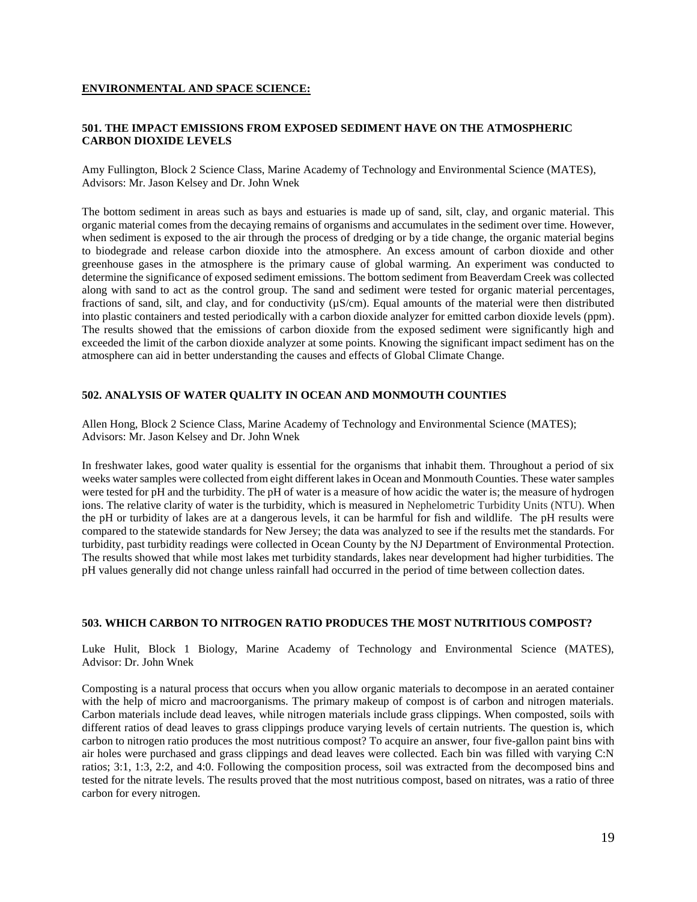## ENVIRONMENTAL AND SPACE SCIENCE:

### 501. THE IMPACT EMISSIONS FROM EXPOSED SEDIMENT HAVE ON THE ATMOSPHERIC CARBON DIOXIDE LEVELS

Amy Fullington, Block 2 Science Class, Marine Academy of Technology and Environmental Science (MATES), Advisors: Mr. Jason Kelsey and Dr. John Wnek

The bottom sediment in areas such as bays and estuaries is made up of sand, silt, clay, and organic material. This organic material comes from the decaying remains of organisms and accumulates in the sediment over time. However, when sediment is exposed to the air through the process of dredging or by a tide change, the organic material begins to biodegrade and release carbon dioxide into the atmosphere. An excess amount of carbon dioxide and other greenhouse gases in the atmosphere is the primary cause of global warming. An experiment was conducted to determine the significance of exposed sediment emissions. The bottom sediment from Beaverdam Creek was collected along with sand to act as the control group. The sand and sediment were tested for organic material percentages, fractions of sand, silt, and clay, and for conductivity (μS/cm). Equal amounts of the material were then distributed into plastic containers and tested periodically with a carbon dioxide analyzer for emitted carbon dioxide levels (ppm). The results showed that the emissions of carbon dioxide from the exposed sediment were significantly high and exceeded the limit of the carbon dioxide analyzer at some points. Knowing the significant impact sediment has on the atmosphere can aid in better understanding the causes and effects of Global Climate Change.

### 502. ANALYSIS OF WATER QUALITY IN OCEAN AND MONMOUTH COUNTIES

Allen Hong, Block 2 Science Class, Marine Academy of Technology and Environmental Science (MATES); Advisors: Mr. Jason Kelsey and Dr. John Wnek

In freshwater lakes, good water quality is essential for the organisms that inhabit them. Throughout a period of six weeks water samples were collected from eight different lakes in Ocean and Monmouth Counties. These water samples were tested for pH and the turbidity. The pH of water is a measure of how acidic the water is; the measure of hydrogen ions. The relative clarity of water is the turbidity, which is measured in Nephelometric Turbidity Units (NTU). When the pH or turbidity of lakes are at a dangerous levels, it can be harmful for fish and wildlife. The pH results were compared to the statewide standards for New Jersey; the data was analyzed to see if the results met the standards. For turbidity, past turbidity readings were collected in Ocean County by the NJ Department of Environmental Protection. The results showed that while most lakes met turbidity standards, lakes near development had higher turbidities. The pH values generally did not change unless rainfall had occurred in the period of time between collection dates.

### 503. WHICH CARBON TO NITROGEN RATIO PRODUCES THE MOST NUTRITIOUS COMPOST?

Luke Hulit, Block 1 Biology, Marine Academy of Technology and Environmental Science (MATES), Advisor: Dr. John Wnek

Composting is a natural process that occurs when you allow organic materials to decompose in an aerated container with the help of micro and macroorganisms. The primary makeup of compost is of carbon and nitrogen materials. Carbon materials include dead leaves, while nitrogen materials include grass clippings. When composted, soils with different ratios of dead leaves to grass clippings produce varying levels of certain nutrients. The question is, which carbon to nitrogen ratio produces the most nutritious compost? To acquire an answer, four five-gallon paint bins with air holes were purchased and grass clippings and dead leaves were collected. Each bin was filled with varying C:N ratios; 3:1, 1:3, 2:2, and 4:0. Following the composition process, soil was extracted from the decomposed bins and tested for the nitrate levels. The results proved that the most nutritious compost, based on nitrates, was a ratio of three carbon for every nitrogen.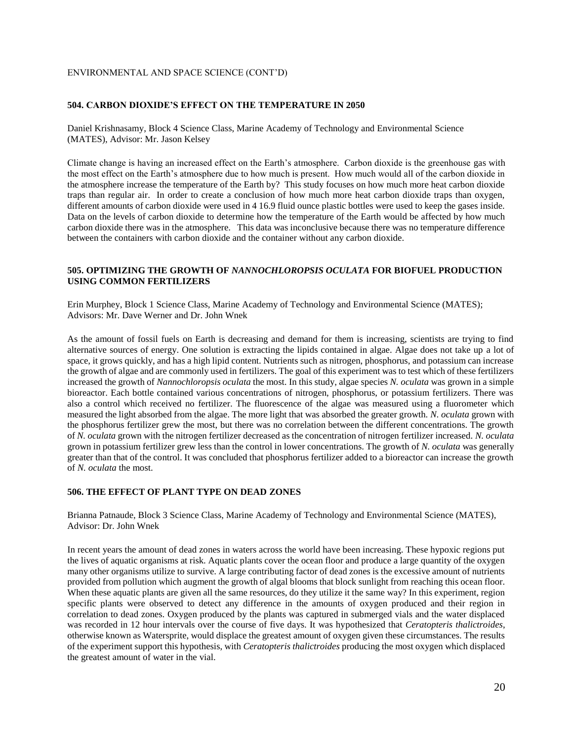ENVIRONMENTAL AND SPACE SCIENCE (CONT'D)

### 504. CARBON DIOXIDE'S EFFECT ON THE TEMPERATURE IN 2050

Daniel Krishnasamy, Block 4 Science Class, Marine Academy of Technology and Environmental Science (MATES), Advisor: Mr. Jason Kelsey

Climate change is having an increased effect on the Earth's atmosphere. Carbon dioxide is the greenhouse gas with the most effect on the Earth's atmosphere due to how much is present. How much would all of the carbon dioxide in the atmosphere increase the temperature of the Earth by? This study focuses on how much more heat carbon dioxide traps than regular air. In order to create a conclusion of how much more heat carbon dioxide traps than oxygen, different amounts of carbon dioxide were used in 4 16.9 fluid ounce plastic bottles were used to keep the gases inside. Data on the levels of carbon dioxide to determine how the temperature of the Earth would be affected by how much carbon dioxide there was in the atmosphere. This data was inconclusive because there was no temperature difference between the containers with carbon dioxide and the container without any carbon dioxide.

### 505. OPTIMIZING THE GROWTH OF *NANNOCHLOROPSIS OCULATA* FOR BIOFUEL PRODUCTION USING COMMON FERTILIZERS

Erin Murphey, Block 1 Science Class, Marine Academy of Technology and Environmental Science (MATES); Advisors: Mr. Dave Werner and Dr. John Wnek

As the amount of fossil fuels on Earth is decreasing and demand for them is increasing, scientists are trying to find alternative sources of energy. One solution is extracting the lipids contained in algae. Algae does not take up a lot of space, it grows quickly, and has a high lipid content. Nutrients such as nitrogen, phosphorus, and potassium can increase the growth of algae and are commonly used in fertilizers. The goal of this experiment was to test which of these fertilizers increased the growth of *Nannochloropsis oculata* the most. In this study, algae species *N. oculata* was grown in a simple bioreactor. Each bottle contained various concentrations of nitrogen, phosphorus, or potassium fertilizers. There was also a control which received no fertilizer. The fluorescence of the algae was measured using a fluorometer which measured the light absorbed from the algae. The more light that was absorbed the greater growth. *N. oculata* grown with the phosphorus fertilizer grew the most, but there was no correlation between the different concentrations. The growth of *N. oculata* grown with the nitrogen fertilizer decreased as the concentration of nitrogen fertilizer increased. *N. oculata* grown in potassium fertilizer grew less than the control in lower concentrations. The growth of *N. oculata* was generally greater than that of the control. It was concluded that phosphorus fertilizer added to a bioreactor can increase the growth of *N. oculata* the most.

### 506. THE EFFECT OF PLANT TYPE ON DEAD ZONES

Brianna Patnaude, Block 3 Science Class, Marine Academy of Technology and Environmental Science (MATES), Advisor: Dr. John Wnek

In recent years the amount of dead zones in waters across the world have been increasing. These hypoxic regions put the lives of aquatic organisms at risk. Aquatic plants cover the ocean floor and produce a large quantity of the oxygen many other organisms utilize to survive. A large contributing factor of dead zones is the excessive amount of nutrients provided from pollution which augment the growth of algal blooms that block sunlight from reaching this ocean floor. When these aquatic plants are given all the same resources, do they utilize it the same way? In this experiment, region specific plants were observed to detect any difference in the amounts of oxygen produced and their region in correlation to dead zones. Oxygen produced by the plants was captured in submerged vials and the water displaced was recorded in 12 hour intervals over the course of five days. It was hypothesized that *Ceratopteris thalictroides*, otherwise known as Watersprite, would displace the greatest amount of oxygen given these circumstances. The results of the experiment support this hypothesis, with *Ceratopteris thalictroides* producing the most oxygen which displaced the greatest amount of water in the vial.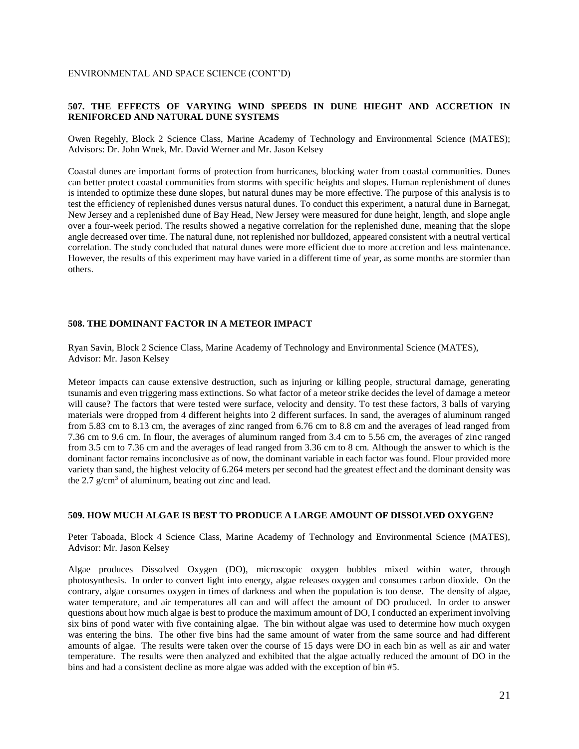ENVIRONMENTAL AND SPACE SCIENCE (CONT'D)

### 507. THE EFFECTS OF VARYING WIND SPEEDS IN DUNE HIEGHT AND ACCRETION IN RENIFORCED AND NATURAL DUNE SYSTEMS

Owen Regehly, Block 2 Science Class, Marine Academy of Technology and Environmental Science (MATES); Advisors: Dr. John Wnek, Mr. David Werner and Mr. Jason Kelsey

Coastal dunes are important forms of protection from hurricanes, blocking water from coastal communities. Dunes can better protect coastal communities from storms with specific heights and slopes. Human replenishment of dunes is intended to optimize these dune slopes, but natural dunes may be more effective. The purpose of this analysis is to test the efficiency of replenished dunes versus natural dunes. To conduct this experiment, a natural dune in Barnegat, New Jersey and a replenished dune of Bay Head, New Jersey were measured for dune height, length, and slope angle over a four-week period. The results showed a negative correlation for the replenished dune, meaning that the slope angle decreased over time. The natural dune, not replenished nor bulldozed, appeared consistent with a neutral vertical correlation. The study concluded that natural dunes were more efficient due to more accretion and less maintenance. However, the results of this experiment may have varied in a different time of year, as some months are stormier than others.

### 508. THE DOMINANT FACTOR IN A METEOR IMPACT

Ryan Savin, Block 2 Science Class, Marine Academy of Technology and Environmental Science (MATES), Advisor: Mr. Jason Kelsey

Meteor impacts can cause extensive destruction, such as injuring or killing people, structural damage, generating tsunamis and even triggering mass extinctions. So what factor of a meteor strike decides the level of damage a meteor will cause? The factors that were tested were surface, velocity and density. To test these factors, 3 balls of varying materials were dropped from 4 different heights into 2 different surfaces. In sand, the averages of aluminum ranged from 5.83 cm to 8.13 cm, the averages of zinc ranged from 6.76 cm to 8.8 cm and the averages of lead ranged from 7.36 cm to 9.6 cm. In flour, the averages of aluminum ranged from 3.4 cm to 5.56 cm, the averages of zinc ranged from 3.5 cm to 7.36 cm and the averages of lead ranged from 3.36 cm to 8 cm. Although the answer to which is the dominant factor remains inconclusive as of now, the dominant variable in each factor was found. Flour provided more variety than sand, the highest velocity of 6.264 meters per second had the greatest effect and the dominant density was the 2.7 $g/cm^3$ of aluminum, beating out zinc and lead.

### 509. HOW MUCH ALGAE IS BEST TO PRODUCE A LARGE AMOUNT OF DISSOLVED OXYGEN?

Peter Taboada, Block 4 Science Class, Marine Academy of Technology and Environmental Science (MATES), Advisor: Mr. Jason Kelsey

Algae produces Dissolved Oxygen (DO), microscopic oxygen bubbles mixed within water, through photosynthesis. In order to convert light into energy, algae releases oxygen and consumes carbon dioxide. On the contrary, algae consumes oxygen in times of darkness and when the population is too dense. The density of algae, water temperature, and air temperatures all can and will affect the amount of DO produced. In order to answer questions about how much algae is best to produce the maximum amount of DO, I conducted an experiment involving six bins of pond water with five containing algae. The bin without algae was used to determine how much oxygen was entering the bins. The other five bins had the same amount of water from the same source and had different amounts of algae. The results were taken over the course of 15 days were DO in each bin as well as air and water temperature. The results were then analyzed and exhibited that the algae actually reduced the amount of DO in the bins and had a consistent decline as more algae was added with the exception of bin #5.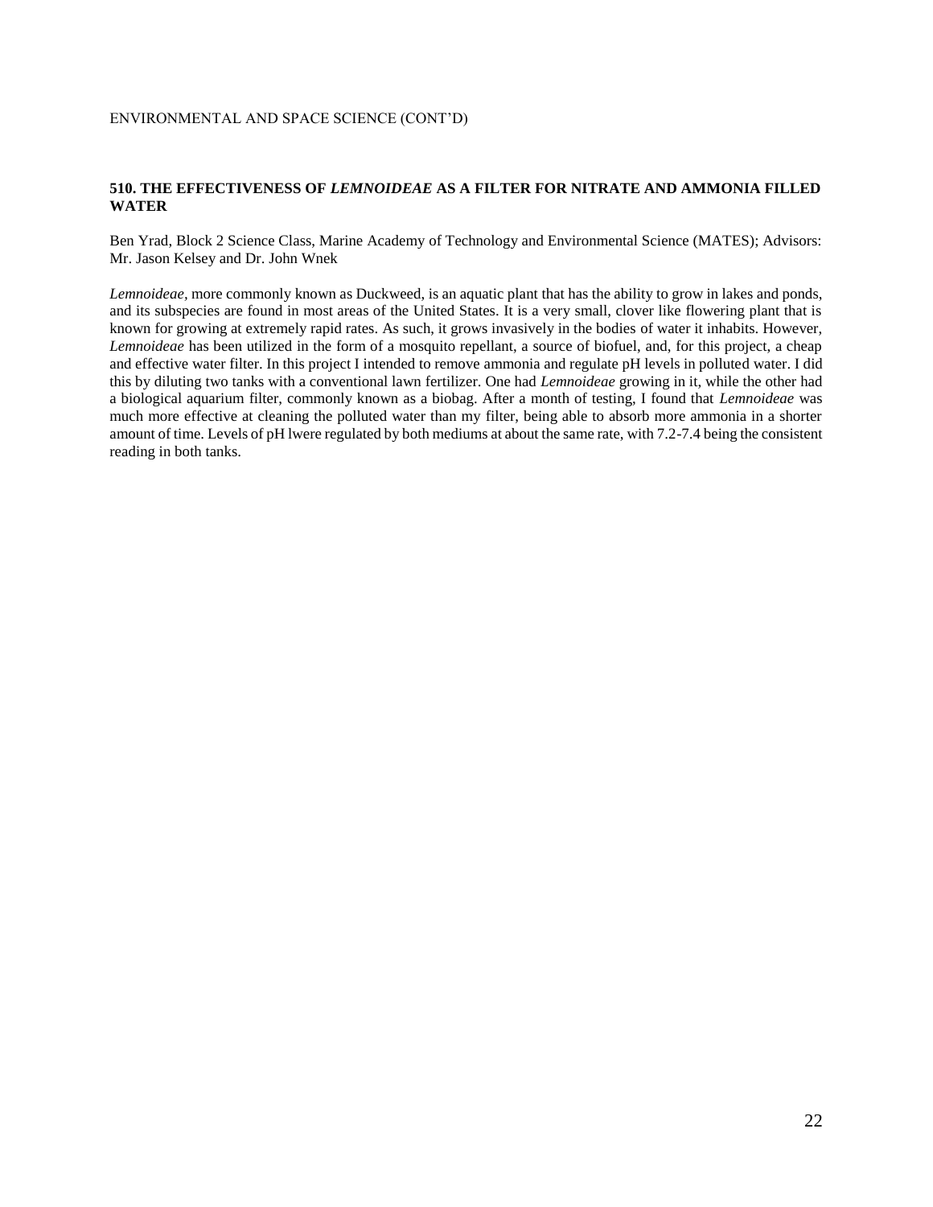ENVIRONMENTAL AND SPACE SCIENCE (CONT'D)

### 510. THE EFFECTIVENESS OF *LEMNOIDEAE* AS A FILTER FOR NITRATE AND AMMONIA FILLED WATER

Ben Yrad, Block 2 Science Class, Marine Academy of Technology and Environmental Science (MATES); Advisors: Mr. Jason Kelsey and Dr. John Wnek

*Lemnoideae*, more commonly known as Duckweed, is an aquatic plant that has the ability to grow in lakes and ponds, and its subspecies are found in most areas of the United States. It is a very small, clover like flowering plant that is known for growing at extremely rapid rates. As such, it grows invasively in the bodies of water it inhabits. However, *Lemnoideae* has been utilized in the form of a mosquito repellant, a source of biofuel, and, for this project, a cheap and effective water filter. In this project I intended to remove ammonia and regulate pH levels in polluted water. I did this by diluting two tanks with a conventional lawn fertilizer. One had *Lemnoideae* growing in it, while the other had a biological aquarium filter, commonly known as a biobag. After a month of testing, I found that *Lemnoideae* was much more effective at cleaning the polluted water than my filter, being able to absorb more ammonia in a shorter amount of time. Levels of pH lwere regulated by both mediums at about the same rate, with 7.2-7.4 being the consistent reading in both tanks.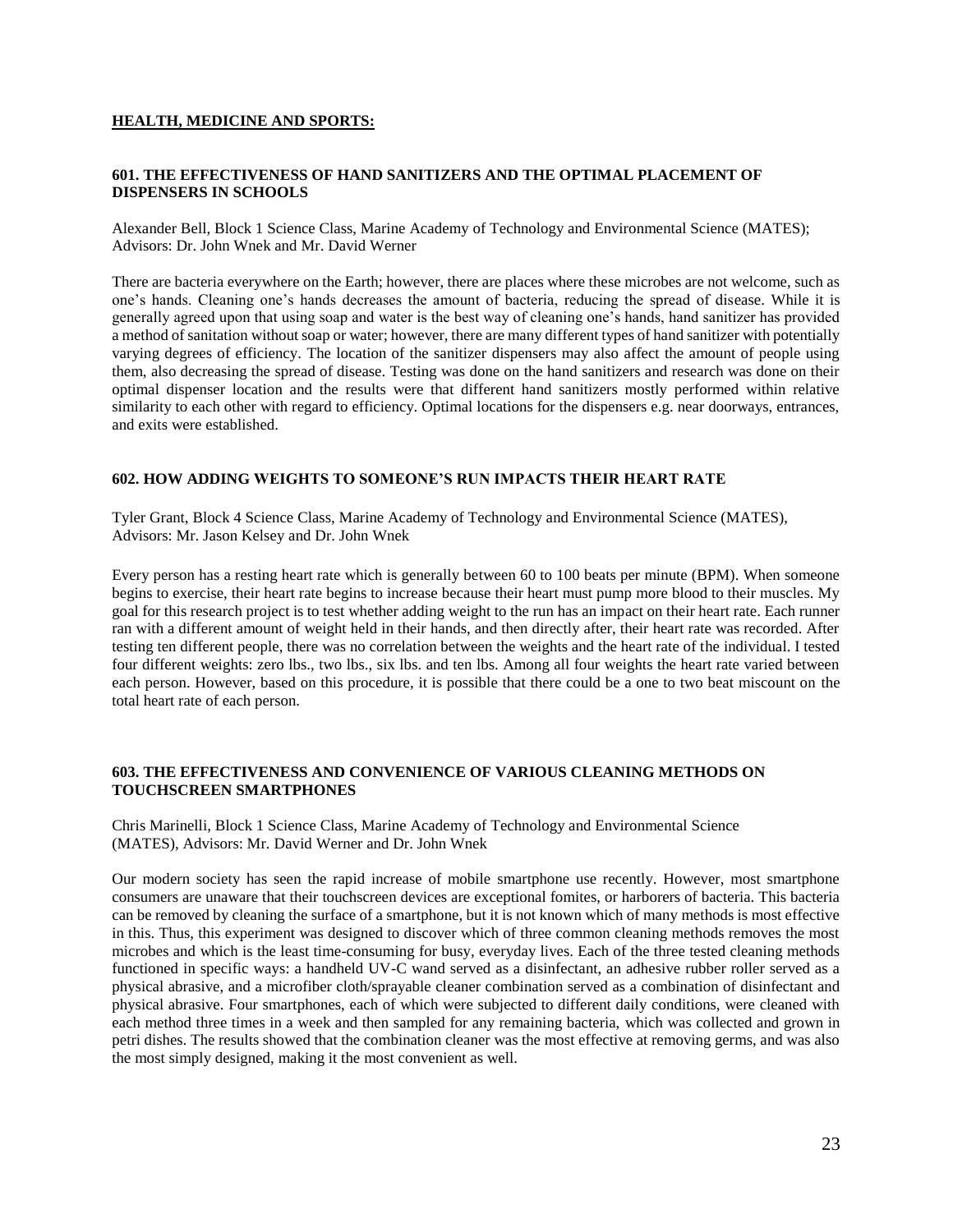## HEALTH, MEDICINE AND SPORTS:

### 601. THE EFFECTIVENESS OF HAND SANITIZERS AND THE OPTIMAL PLACEMENT OF DISPENSERS IN SCHOOLS

Alexander Bell, Block 1 Science Class, Marine Academy of Technology and Environmental Science (MATES); Advisors: Dr. John Wnek and Mr. David Werner

There are bacteria everywhere on the Earth; however, there are places where these microbes are not welcome, such as one's hands. Cleaning one's hands decreases the amount of bacteria, reducing the spread of disease. While it is generally agreed upon that using soap and water is the best way of cleaning one's hands, hand sanitizer has provided a method of sanitation without soap or water; however, there are many different types of hand sanitizer with potentially varying degrees of efficiency. The location of the sanitizer dispensers may also affect the amount of people using them, also decreasing the spread of disease. Testing was done on the hand sanitizers and research was done on their optimal dispenser location and the results were that different hand sanitizers mostly performed within relative similarity to each other with regard to efficiency. Optimal locations for the dispensers e.g. near doorways, entrances, and exits were established.

### 602. HOW ADDING WEIGHTS TO SOMEONE'S RUN IMPACTS THEIR HEART RATE

Tyler Grant, Block 4 Science Class, Marine Academy of Technology and Environmental Science (MATES), Advisors: Mr. Jason Kelsey and Dr. John Wnek

Every person has a resting heart rate which is generally between 60 to 100 beats per minute (BPM). When someone begins to exercise, their heart rate begins to increase because their heart must pump more blood to their muscles. My goal for this research project is to test whether adding weight to the run has an impact on their heart rate. Each runner ran with a different amount of weight held in their hands, and then directly after, their heart rate was recorded. After testing ten different people, there was no correlation between the weights and the heart rate of the individual. I tested four different weights: zero lbs., two lbs., six lbs. and ten lbs. Among all four weights the heart rate varied between each person. However, based on this procedure, it is possible that there could be a one to two beat miscount on the total heart rate of each person.

### 603. THE EFFECTIVENESS AND CONVENIENCE OF VARIOUS CLEANING METHODS ON TOUCHSCREEN SMARTPHONES

Chris Marinelli, Block 1 Science Class, Marine Academy of Technology and Environmental Science (MATES), Advisors: Mr. David Werner and Dr. John Wnek

Our modern society has seen the rapid increase of mobile smartphone use recently. However, most smartphone consumers are unaware that their touchscreen devices are exceptional fomites, or harborers of bacteria. This bacteria can be removed by cleaning the surface of a smartphone, but it is not known which of many methods is most effective in this. Thus, this experiment was designed to discover which of three common cleaning methods removes the most microbes and which is the least time-consuming for busy, everyday lives. Each of the three tested cleaning methods functioned in specific ways: a handheld UV-C wand served as a disinfectant, an adhesive rubber roller served as a physical abrasive, and a microfiber cloth/sprayable cleaner combination served as a combination of disinfectant and physical abrasive. Four smartphones, each of which were subjected to different daily conditions, were cleaned with each method three times in a week and then sampled for any remaining bacteria, which was collected and grown in petri dishes. The results showed that the combination cleaner was the most effective at removing germs, and was also the most simply designed, making it the most convenient as well.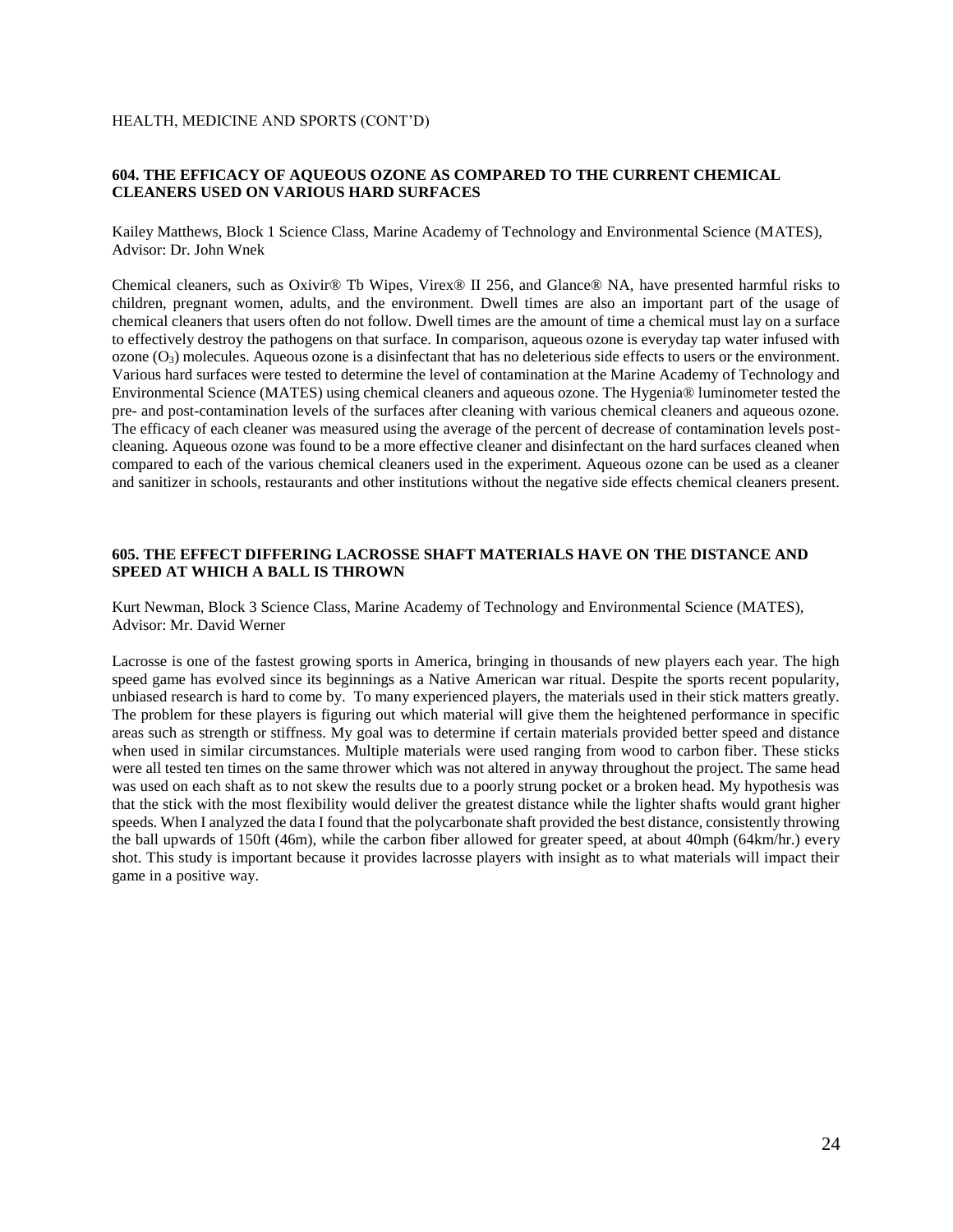HEALTH, MEDICINE AND SPORTS (CONT'D)

### 604. THE EFFICACY OF AQUEOUS OZONE AS COMPARED TO THE CURRENT CHEMICAL CLEANERS USED ON VARIOUS HARD SURFACES

Kailey Matthews, Block 1 Science Class, Marine Academy of Technology and Environmental Science (MATES), Advisor: Dr. John Wnek

Chemical cleaners, such as Oxivir® Tb Wipes, Virex® II 256, and Glance® NA, have presented harmful risks to children, pregnant women, adults, and the environment. Dwell times are also an important part of the usage of chemical cleaners that users often do not follow. Dwell times are the amount of time a chemical must lay on a surface to effectively destroy the pathogens on that surface. In comparison, aqueous ozone is everyday tap water infused with ozone ($O_3$) molecules. Aqueous ozone is a disinfectant that has no deleterious side effects to users or the environment. Various hard surfaces were tested to determine the level of contamination at the Marine Academy of Technology and Environmental Science (MATES) using chemical cleaners and aqueous ozone. The Hygenia® luminometer tested the pre- and post-contamination levels of the surfaces after cleaning with various chemical cleaners and aqueous ozone. The efficacy of each cleaner was measured using the average of the percent of decrease of contamination levels post-cleaning. Aqueous ozone was found to be a more effective cleaner and disinfectant on the hard surfaces cleaned when compared to each of the various chemical cleaners used in the experiment. Aqueous ozone can be used as a cleaner and sanitizer in schools, restaurants and other institutions without the negative side effects chemical cleaners present.

### 605. THE EFFECT DIFFERING LACROSSE SHAFT MATERIALS HAVE ON THE DISTANCE AND SPEED AT WHICH A BALL IS THROWN

Kurt Newman, Block 3 Science Class, Marine Academy of Technology and Environmental Science (MATES), Advisor: Mr. David Werner

Lacrosse is one of the fastest growing sports in America, bringing in thousands of new players each year. The high speed game has evolved since its beginnings as a Native American war ritual. Despite the sports recent popularity, unbiased research is hard to come by. To many experienced players, the materials used in their stick matters greatly. The problem for these players is figuring out which material will give them the heightened performance in specific areas such as strength or stiffness. My goal was to determine if certain materials provided better speed and distance when used in similar circumstances. Multiple materials were used ranging from wood to carbon fiber. These sticks were all tested ten times on the same thrower which was not altered in anyway throughout the project. The same head was used on each shaft as to not skew the results due to a poorly strung pocket or a broken head. My hypothesis was that the stick with the most flexibility would deliver the greatest distance while the lighter shafts would grant higher speeds. When I analyzed the data I found that the polycarbonate shaft provided the best distance, consistently throwing the ball upwards of 150ft (46m), while the carbon fiber allowed for greater speed, at about 40mph (64km/hr.) every shot. This study is important because it provides lacrosse players with insight as to what materials will impact their game in a positive way.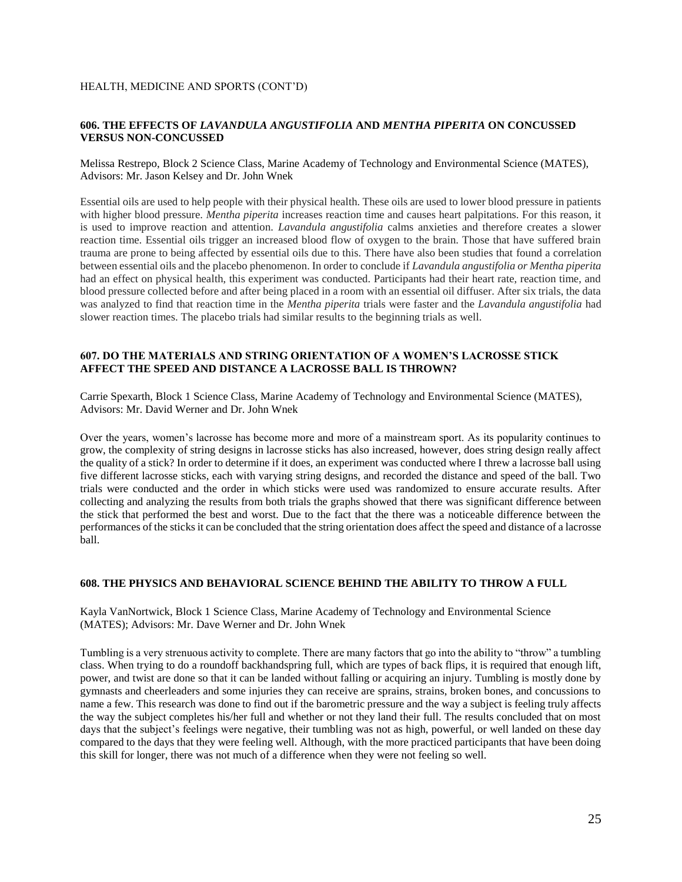HEALTH, MEDICINE AND SPORTS (CONT'D)

### 606. THE EFFECTS OF *LAVANDULA ANGUSTIFOLIA* AND *MENTHA PIPERITA* ON CONCUSSED VERSUS NON-CONCUSSED

Melissa Restrepo, Block 2 Science Class, Marine Academy of Technology and Environmental Science (MATES), Advisors: Mr. Jason Kelsey and Dr. John Wnek

Essential oils are used to help people with their physical health. These oils are used to lower blood pressure in patients with higher blood pressure. *Mentha piperita* increases reaction time and causes heart palpitations. For this reason, it is used to improve reaction and attention. *Lavandula angustifolia* calms anxieties and therefore creates a slower reaction time. Essential oils trigger an increased blood flow of oxygen to the brain. Those that have suffered brain trauma are prone to being affected by essential oils due to this. There have also been studies that found a correlation between essential oils and the placebo phenomenon. In order to conclude if *Lavandula angustifolia or Mentha piperita* had an effect on physical health, this experiment was conducted. Participants had their heart rate, reaction time, and blood pressure collected before and after being placed in a room with an essential oil diffuser. After six trials, the data was analyzed to find that reaction time in the *Mentha piperita* trials were faster and the *Lavandula angustifolia* had slower reaction times. The placebo trials had similar results to the beginning trials as well.

### 607. DO THE MATERIALS AND STRING ORIENTATION OF A WOMEN'S LACROSSE STICK AFFECT THE SPEED AND DISTANCE A LACROSSE BALL IS THROWN?

Carrie Spexarth, Block 1 Science Class, Marine Academy of Technology and Environmental Science (MATES), Advisors: Mr. David Werner and Dr. John Wnek

Over the years, women's lacrosse has become more and more of a mainstream sport. As its popularity continues to grow, the complexity of string designs in lacrosse sticks has also increased, however, does string design really affect the quality of a stick? In order to determine if it does, an experiment was conducted where I threw a lacrosse ball using five different lacrosse sticks, each with varying string designs, and recorded the distance and speed of the ball. Two trials were conducted and the order in which sticks were used was randomized to ensure accurate results. After collecting and analyzing the results from both trials the graphs showed that there was significant difference between the stick that performed the best and worst. Due to the fact that the there was a noticeable difference between the performances of the sticks it can be concluded that the string orientation does affect the speed and distance of a lacrosse ball.

### 608. THE PHYSICS AND BEHAVIORAL SCIENCE BEHIND THE ABILITY TO THROW A FULL

Kayla VanNortwick, Block 1 Science Class, Marine Academy of Technology and Environmental Science (MATES); Advisors: Mr. Dave Werner and Dr. John Wnek

Tumbling is a very strenuous activity to complete. There are many factors that go into the ability to "throw" a tumbling class. When trying to do a roundoff backhandspring full, which are types of back flips, it is required that enough lift, power, and twist are done so that it can be landed without falling or acquiring an injury. Tumbling is mostly done by gymnasts and cheerleaders and some injuries they can receive are sprains, strains, broken bones, and concussions to name a few. This research was done to find out if the barometric pressure and the way a subject is feeling truly affects the way the subject completes his/her full and whether or not they land their full. The results concluded that on most days that the subject's feelings were negative, their tumbling was not as high, powerful, or well landed on these day compared to the days that they were feeling well. Although, with the more practiced participants that have been doing this skill for longer, there was not much of a difference when they were not feeling so well.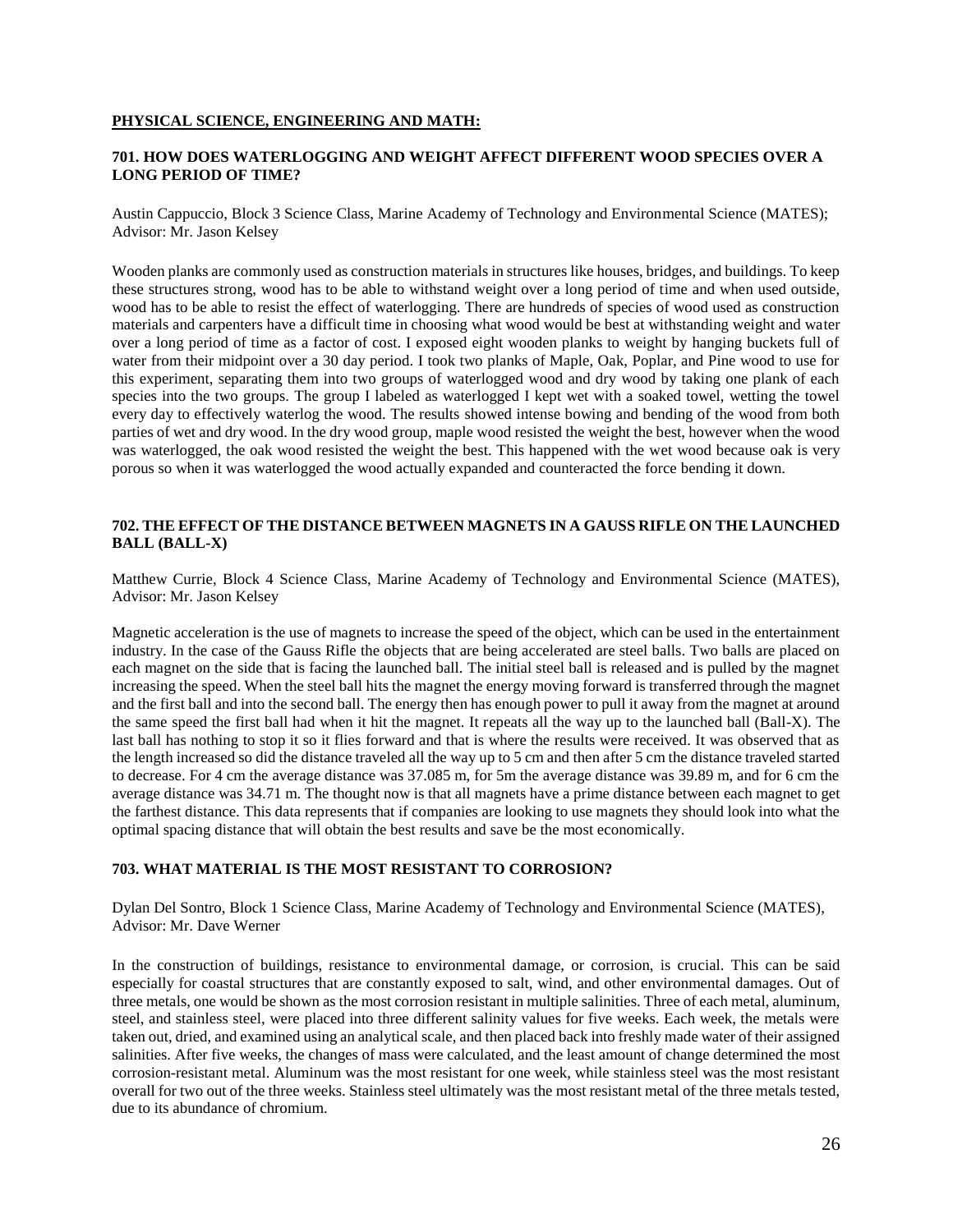## PHYSICAL SCIENCE, ENGINEERING AND MATH:

### 701. HOW DOES WATERLOGGING AND WEIGHT AFFECT DIFFERENT WOOD SPECIES OVER A LONG PERIOD OF TIME?

Austin Cappuccio, Block 3 Science Class, Marine Academy of Technology and Environmental Science (MATES); Advisor: Mr. Jason Kelsey

Wooden planks are commonly used as construction materials in structures like houses, bridges, and buildings. To keep these structures strong, wood has to be able to withstand weight over a long period of time and when used outside, wood has to be able to resist the effect of waterlogging. There are hundreds of species of wood used as construction materials and carpenters have a difficult time in choosing what wood would be best at withstanding weight and water over a long period of time as a factor of cost. I exposed eight wooden planks to weight by hanging buckets full of water from their midpoint over a 30 day period. I took two planks of Maple, Oak, Poplar, and Pine wood to use for this experiment, separating them into two groups of waterlogged wood and dry wood by taking one plank of each species into the two groups. The group I labeled as waterlogged I kept wet with a soaked towel, wetting the towel every day to effectively waterlog the wood. The results showed intense bowing and bending of the wood from both parties of wet and dry wood. In the dry wood group, maple wood resisted the weight the best, however when the wood was waterlogged, the oak wood resisted the weight the best. This happened with the wet wood because oak is very porous so when it was waterlogged the wood actually expanded and counteracted the force bending it down.

### 702. THE EFFECT OF THE DISTANCE BETWEEN MAGNETS IN A GAUSS RIFLE ON THE LAUNCHED BALL (BALL-X)

Matthew Currie, Block 4 Science Class, Marine Academy of Technology and Environmental Science (MATES), Advisor: Mr. Jason Kelsey

Magnetic acceleration is the use of magnets to increase the speed of the object, which can be used in the entertainment industry. In the case of the Gauss Rifle the objects that are being accelerated are steel balls. Two balls are placed on each magnet on the side that is facing the launched ball. The initial steel ball is released and is pulled by the magnet increasing the speed. When the steel ball hits the magnet the energy moving forward is transferred through the magnet and the first ball and into the second ball. The energy then has enough power to pull it away from the magnet at around the same speed the first ball had when it hit the magnet. It repeats all the way up to the launched ball (Ball-X). The last ball has nothing to stop it so it flies forward and that is where the results were received. It was observed that as the length increased so did the distance traveled all the way up to 5 cm and then after 5 cm the distance traveled started to decrease. For 4 cm the average distance was 37.085 m, for 5m the average distance was 39.89 m, and for 6 cm the average distance was 34.71 m. The thought now is that all magnets have a prime distance between each magnet to get the farthest distance. This data represents that if companies are looking to use magnets they should look into what the optimal spacing distance that will obtain the best results and save be the most economically.

### 703. WHAT MATERIAL IS THE MOST RESISTANT TO CORROSION?

Dylan Del Sontro, Block 1 Science Class, Marine Academy of Technology and Environmental Science (MATES), Advisor: Mr. Dave Werner

In the construction of buildings, resistance to environmental damage, or corrosion, is crucial. This can be said especially for coastal structures that are constantly exposed to salt, wind, and other environmental damages. Out of three metals, one would be shown as the most corrosion resistant in multiple salinities. Three of each metal, aluminum, steel, and stainless steel, were placed into three different salinity values for five weeks. Each week, the metals were taken out, dried, and examined using an analytical scale, and then placed back into freshly made water of their assigned salinities. After five weeks, the changes of mass were calculated, and the least amount of change determined the most corrosion-resistant metal. Aluminum was the most resistant for one week, while stainless steel was the most resistant overall for two out of the three weeks. Stainless steel ultimately was the most resistant metal of the three metals tested, due to its abundance of chromium.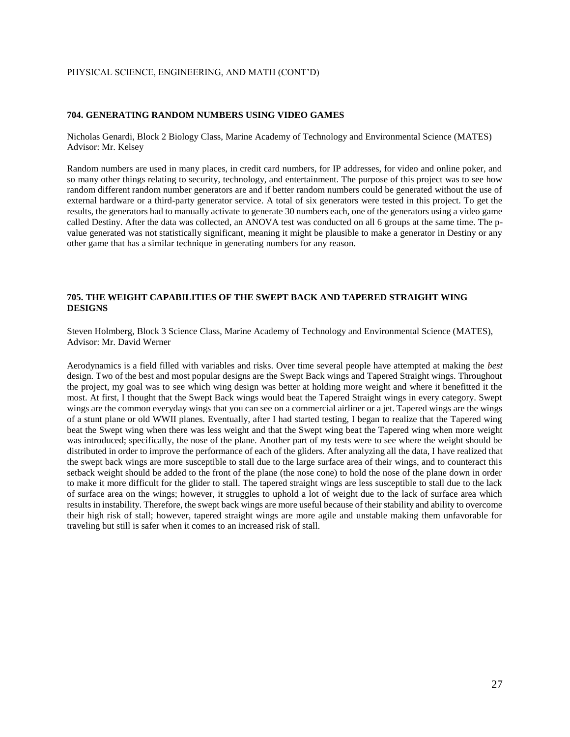PHYSICAL SCIENCE, ENGINEERING, AND MATH (CONT'D)

### 704. GENERATING RANDOM NUMBERS USING VIDEO GAMES

Nicholas Genardi, Block 2 Biology Class, Marine Academy of Technology and Environmental Science (MATES)
Advisor: Mr. Kelsey

Random numbers are used in many places, in credit card numbers, for IP addresses, for video and online poker, and so many other things relating to security, technology, and entertainment. The purpose of this project was to see how random different random number generators are and if better random numbers could be generated without the use of external hardware or a third-party generator service. A total of six generators were tested in this project. To get the results, the generators had to manually activate to generate 30 numbers each, one of the generators using a video game called Destiny. After the data was collected, an ANOVA test was conducted on all 6 groups at the same time. The p-value generated was not statistically significant, meaning it might be plausible to make a generator in Destiny or any other game that has a similar technique in generating numbers for any reason.

### 705. THE WEIGHT CAPABILITIES OF THE SWEPT BACK AND TAPERED STRAIGHT WING DESIGNS

Steven Holmberg, Block 3 Science Class, Marine Academy of Technology and Environmental Science (MATES),
Advisor: Mr. David Werner

Aerodynamics is a field filled with variables and risks. Over time several people have attempted at making the *best* design. Two of the best and most popular designs are the Swept Back wings and Tapered Straight wings. Throughout the project, my goal was to see which wing design was better at holding more weight and where it benefitted it the most. At first, I thought that the Swept Back wings would beat the Tapered Straight wings in every category. Swept wings are the common everyday wings that you can see on a commercial airliner or a jet. Tapered wings are the wings of a stunt plane or old WWII planes. Eventually, after I had started testing, I began to realize that the Tapered wing beat the Swept wing when there was less weight and that the Swept wing beat the Tapered wing when more weight was introduced; specifically, the nose of the plane. Another part of my tests were to see where the weight should be distributed in order to improve the performance of each of the gliders. After analyzing all the data, I have realized that the swept back wings are more susceptible to stall due to the large surface area of their wings, and to counteract this setback weight should be added to the front of the plane (the nose cone) to hold the nose of the plane down in order to make it more difficult for the glider to stall. The tapered straight wings are less susceptible to stall due to the lack of surface area on the wings; however, it struggles to uphold a lot of weight due to the lack of surface area which results in instability. Therefore, the swept back wings are more useful because of their stability and ability to overcome their high risk of stall; however, tapered straight wings are more agile and unstable making them unfavorable for traveling but still is safer when it comes to an increased risk of stall.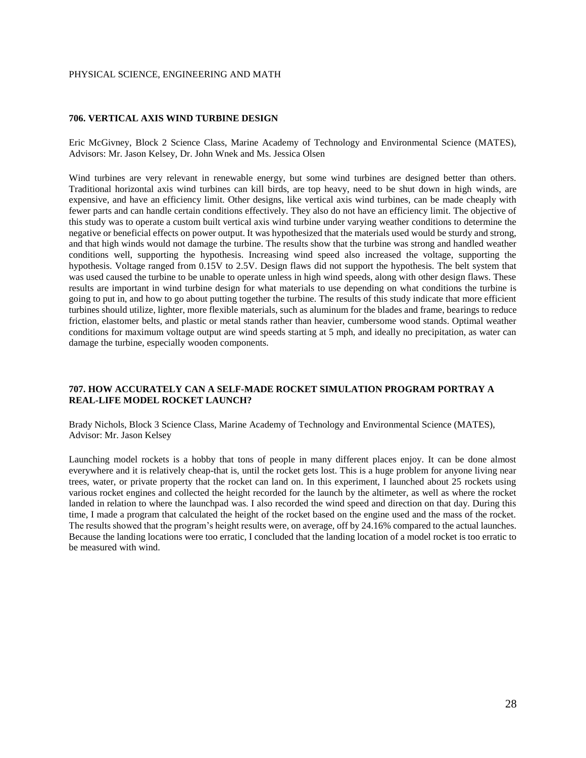PHYSICAL SCIENCE, ENGINEERING AND MATH

### 706. VERTICAL AXIS WIND TURBINE DESIGN

Eric McGivney, Block 2 Science Class, Marine Academy of Technology and Environmental Science (MATES), Advisors: Mr. Jason Kelsey, Dr. John Wnek and Ms. Jessica Olsen

Wind turbines are very relevant in renewable energy, but some wind turbines are designed better than others. Traditional horizontal axis wind turbines can kill birds, are top heavy, need to be shut down in high winds, are expensive, and have an efficiency limit. Other designs, like vertical axis wind turbines, can be made cheaply with fewer parts and can handle certain conditions effectively. They also do not have an efficiency limit. The objective of this study was to operate a custom built vertical axis wind turbine under varying weather conditions to determine the negative or beneficial effects on power output. It was hypothesized that the materials used would be sturdy and strong, and that high winds would not damage the turbine. The results show that the turbine was strong and handled weather conditions well, supporting the hypothesis. Increasing wind speed also increased the voltage, supporting the hypothesis. Voltage ranged from 0.15V to 2.5V. Design flaws did not support the hypothesis. The belt system that was used caused the turbine to be unable to operate unless in high wind speeds, along with other design flaws. These results are important in wind turbine design for what materials to use depending on what conditions the turbine is going to put in, and how to go about putting together the turbine. The results of this study indicate that more efficient turbines should utilize, lighter, more flexible materials, such as aluminum for the blades and frame, bearings to reduce friction, elastomer belts, and plastic or metal stands rather than heavier, cumbersome wood stands. Optimal weather conditions for maximum voltage output are wind speeds starting at 5 mph, and ideally no precipitation, as water can damage the turbine, especially wooden components.

### 707. HOW ACCURATELY CAN A SELF-MADE ROCKET SIMULATION PROGRAM PORTRAY A REAL-LIFE MODEL ROCKET LAUNCH?

Brady Nichols, Block 3 Science Class, Marine Academy of Technology and Environmental Science (MATES), Advisor: Mr. Jason Kelsey

Launching model rockets is a hobby that tons of people in many different places enjoy. It can be done almost everywhere and it is relatively cheap-that is, until the rocket gets lost. This is a huge problem for anyone living near trees, water, or private property that the rocket can land on. In this experiment, I launched about 25 rockets using various rocket engines and collected the height recorded for the launch by the altimeter, as well as where the rocket landed in relation to where the launchpad was. I also recorded the wind speed and direction on that day. During this time, I made a program that calculated the height of the rocket based on the engine used and the mass of the rocket. The results showed that the program's height results were, on average, off by 24.16% compared to the actual launches. Because the landing locations were too erratic, I concluded that the landing location of a model rocket is too erratic to be measured with wind.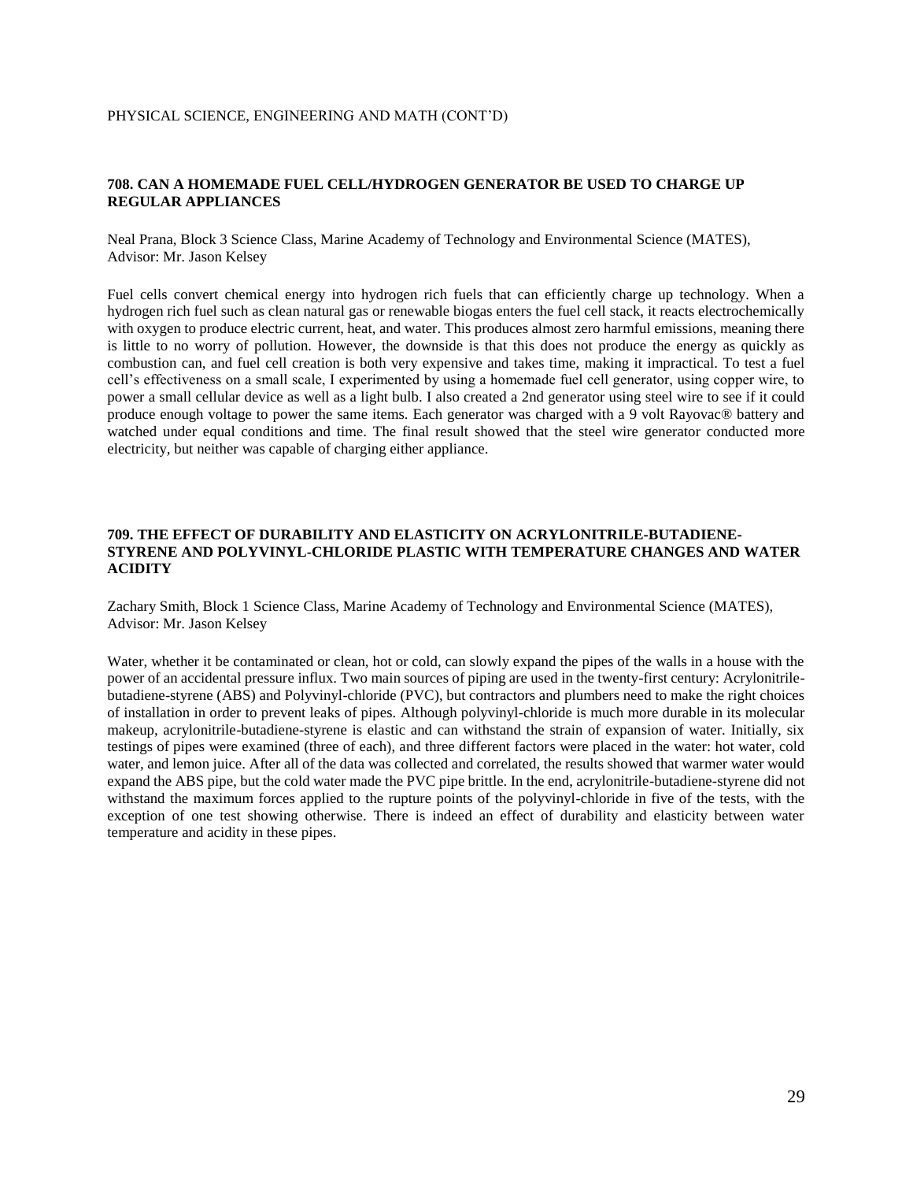PHYSICAL SCIENCE, ENGINEERING AND MATH (CONT'D)

### 708. CAN A HOMEMADE FUEL CELL/HYDROGEN GENERATOR BE USED TO CHARGE UP REGULAR APPLIANCES

Neal Prana, Block 3 Science Class, Marine Academy of Technology and Environmental Science (MATES), Advisor: Mr. Jason Kelsey

Fuel cells convert chemical energy into hydrogen rich fuels that can efficiently charge up technology. When a hydrogen rich fuel such as clean natural gas or renewable biogas enters the fuel cell stack, it reacts electrochemically with oxygen to produce electric current, heat, and water. This produces almost zero harmful emissions, meaning there is little to no worry of pollution. However, the downside is that this does not produce the energy as quickly as combustion can, and fuel cell creation is both very expensive and takes time, making it impractical. To test a fuel cell's effectiveness on a small scale, I experimented by using a homemade fuel cell generator, using copper wire, to power a small cellular device as well as a light bulb. I also created a 2nd generator using steel wire to see if it could produce enough voltage to power the same items. Each generator was charged with a 9 volt Rayovac® battery and watched under equal conditions and time. The final result showed that the steel wire generator conducted more electricity, but neither was capable of charging either appliance.

### 709. THE EFFECT OF DURABILITY AND ELASTICITY ON ACRYLONITRILE-BUTADIENE-STYRENE AND POLYVINYL-CHLORIDE PLASTIC WITH TEMPERATURE CHANGES AND WATER ACIDITY

Zachary Smith, Block 1 Science Class, Marine Academy of Technology and Environmental Science (MATES), Advisor: Mr. Jason Kelsey

Water, whether it be contaminated or clean, hot or cold, can slowly expand the pipes of the walls in a house with the power of an accidental pressure influx. Two main sources of piping are used in the twenty-first century: Acrylonitrile-butadiene-styrene (ABS) and Polyvinyl-chloride (PVC), but contractors and plumbers need to make the right choices of installation in order to prevent leaks of pipes. Although polyvinyl-chloride is much more durable in its molecular makeup, acrylonitrile-butadiene-styrene is elastic and can withstand the strain of expansion of water. Initially, six testings of pipes were examined (three of each), and three different factors were placed in the water: hot water, cold water, and lemon juice. After all of the data was collected and correlated, the results showed that warmer water would expand the ABS pipe, but the cold water made the PVC pipe brittle. In the end, acrylonitrile-butadiene-styrene did not withstand the maximum forces applied to the rupture points of the polyvinyl-chloride in five of the tests, with the exception of one test showing otherwise. There is indeed an effect of durability and elasticity between water temperature and acidity in these pipes.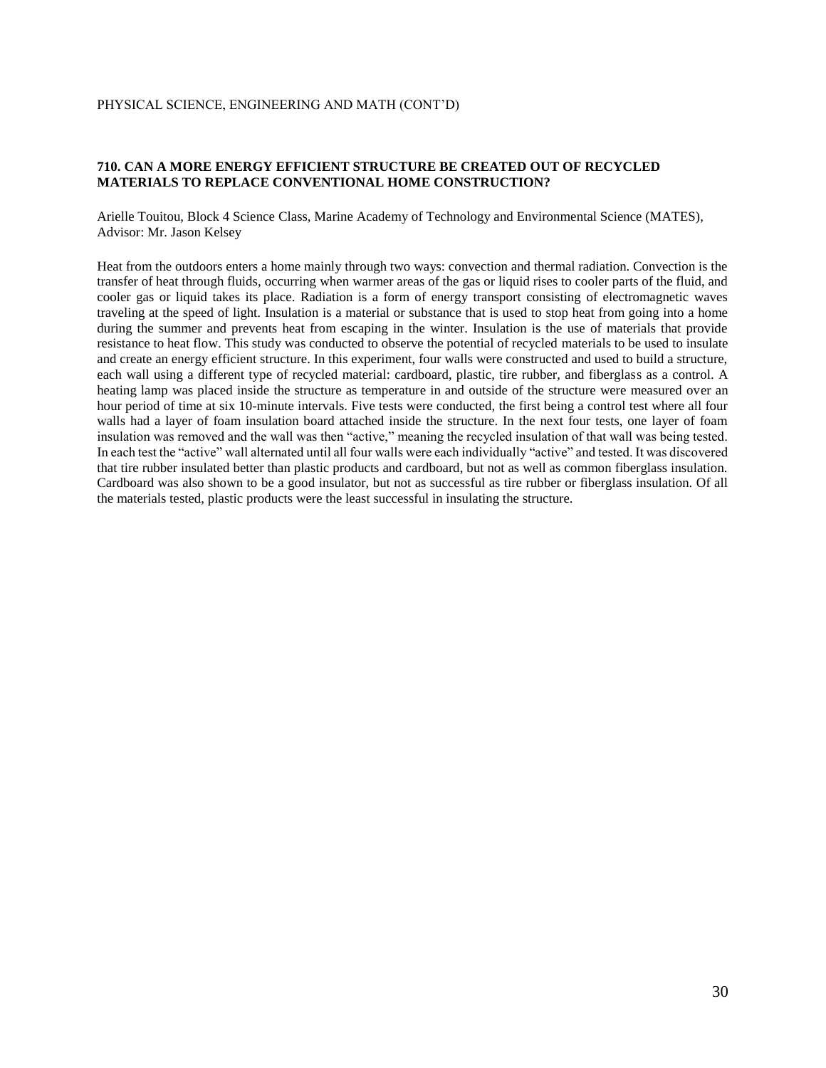PHYSICAL SCIENCE, ENGINEERING AND MATH (CONT'D)

**710. CAN A MORE ENERGY EFFICIENT STRUCTURE BE CREATED OUT OF RECYCLED MATERIALS TO REPLACE CONVENTIONAL HOME CONSTRUCTION?**

Arielle Touitou, Block 4 Science Class, Marine Academy of Technology and Environmental Science (MATES), Advisor: Mr. Jason Kelsey

Heat from the outdoors enters a home mainly through two ways: convection and thermal radiation. Convection is the transfer of heat through fluids, occurring when warmer areas of the gas or liquid rises to cooler parts of the fluid, and cooler gas or liquid takes its place. Radiation is a form of energy transport consisting of electromagnetic waves traveling at the speed of light. Insulation is a material or substance that is used to stop heat from going into a home during the summer and prevents heat from escaping in the winter. Insulation is the use of materials that provide resistance to heat flow. This study was conducted to observe the potential of recycled materials to be used to insulate and create an energy efficient structure. In this experiment, four walls were constructed and used to build a structure, each wall using a different type of recycled material: cardboard, plastic, tire rubber, and fiberglass as a control. A heating lamp was placed inside the structure as temperature in and outside of the structure were measured over an hour period of time at six 10-minute intervals. Five tests were conducted, the first being a control test where all four walls had a layer of foam insulation board attached inside the structure. In the next four tests, one layer of foam insulation was removed and the wall was then "active," meaning the recycled insulation of that wall was being tested. In each test the "active" wall alternated until all four walls were each individually "active" and tested. It was discovered that tire rubber insulated better than plastic products and cardboard, but not as well as common fiberglass insulation. Cardboard was also shown to be a good insulator, but not as successful as tire rubber or fiberglass insulation. Of all the materials tested, plastic products were the least successful in insulating the structure.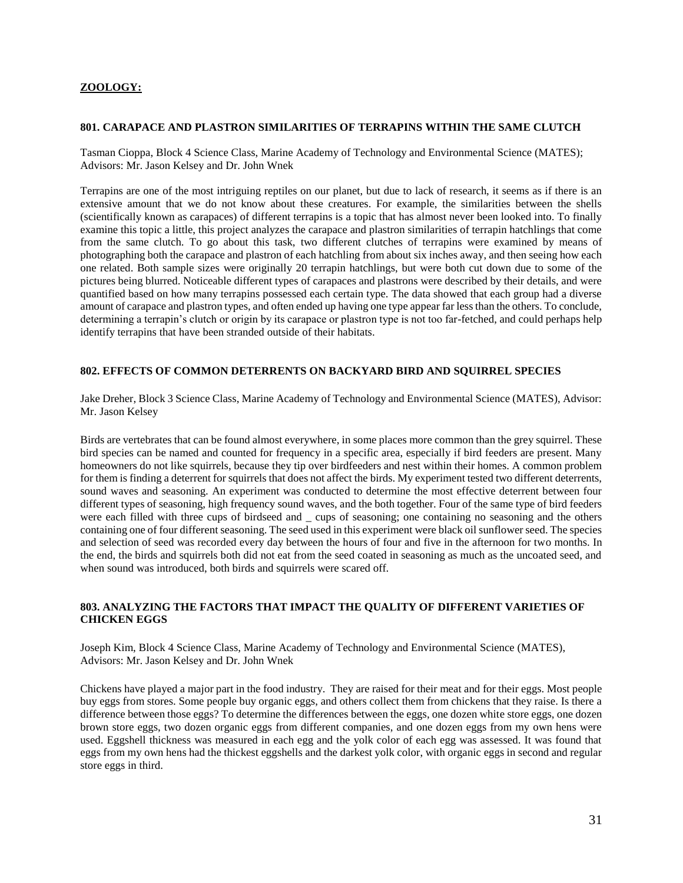## ZOOLOGY:

### 801. CARAPACE AND PLASTRON SIMILARITIES OF TERRAPINS WITHIN THE SAME CLUTCH

Tasman Cioppa, Block 4 Science Class, Marine Academy of Technology and Environmental Science (MATES); Advisors: Mr. Jason Kelsey and Dr. John Wnek

Terrapins are one of the most intriguing reptiles on our planet, but due to lack of research, it seems as if there is an extensive amount that we do not know about these creatures. For example, the similarities between the shells (scientifically known as carapaces) of different terrapins is a topic that has almost never been looked into. To finally examine this topic a little, this project analyzes the carapace and plastron similarities of terrapin hatchlings that come from the same clutch. To go about this task, two different clutches of terrapins were examined by means of photographing both the carapace and plastron of each hatchling from about six inches away, and then seeing how each one related. Both sample sizes were originally 20 terrapin hatchlings, but were both cut down due to some of the pictures being blurred. Noticeable different types of carapaces and plastrons were described by their details, and were quantified based on how many terrapins possessed each certain type. The data showed that each group had a diverse amount of carapace and plastron types, and often ended up having one type appear far less than the others. To conclude, determining a terrapin's clutch or origin by its carapace or plastron type is not too far-fetched, and could perhaps help identify terrapins that have been stranded outside of their habitats.

### 802. EFFECTS OF COMMON DETERRENTS ON BACKYARD BIRD AND SQUIRREL SPECIES

Jake Dreher, Block 3 Science Class, Marine Academy of Technology and Environmental Science (MATES), Advisor: Mr. Jason Kelsey

Birds are vertebrates that can be found almost everywhere, in some places more common than the grey squirrel. These bird species can be named and counted for frequency in a specific area, especially if bird feeders are present. Many homeowners do not like squirrels, because they tip over birdfeeders and nest within their homes. A common problem for them is finding a deterrent for squirrels that does not affect the birds. My experiment tested two different deterrents, sound waves and seasoning. An experiment was conducted to determine the most effective deterrent between four different types of seasoning, high frequency sound waves, and the both together. Four of the same type of bird feeders were each filled with three cups of birdseed and _ cups of seasoning; one containing no seasoning and the others containing one of four different seasoning. The seed used in this experiment were black oil sunflower seed. The species and selection of seed was recorded every day between the hours of four and five in the afternoon for two months. In the end, the birds and squirrels both did not eat from the seed coated in seasoning as much as the uncoated seed, and when sound was introduced, both birds and squirrels were scared off.

### 803. ANALYZING THE FACTORS THAT IMPACT THE QUALITY OF DIFFERENT VARIETIES OF CHICKEN EGGS

Joseph Kim, Block 4 Science Class, Marine Academy of Technology and Environmental Science (MATES), Advisors: Mr. Jason Kelsey and Dr. John Wnek

Chickens have played a major part in the food industry. They are raised for their meat and for their eggs. Most people buy eggs from stores. Some people buy organic eggs, and others collect them from chickens that they raise. Is there a difference between those eggs? To determine the differences between the eggs, one dozen white store eggs, one dozen brown store eggs, two dozen organic eggs from different companies, and one dozen eggs from my own hens were used. Eggshell thickness was measured in each egg and the yolk color of each egg was assessed. It was found that eggs from my own hens had the thickest eggshells and the darkest yolk color, with organic eggs in second and regular store eggs in third.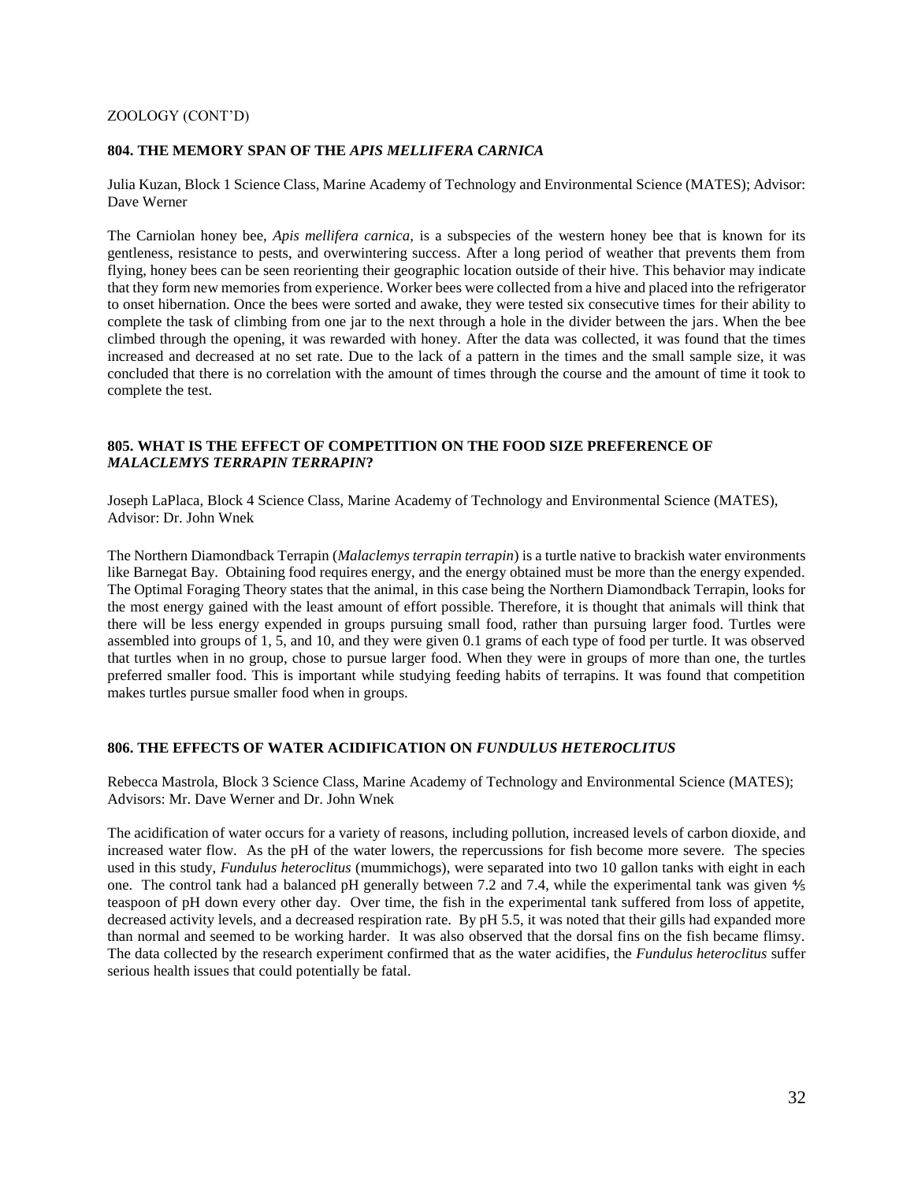ZOOLOGY (CONT'D)

### 804. THE MEMORY SPAN OF THE *APIS MELLIFERA CARNICA*

Julia Kuzan, Block 1 Science Class, Marine Academy of Technology and Environmental Science (MATES); Advisor: Dave Werner

The Carniolan honey bee, *Apis mellifera carnica*, is a subspecies of the western honey bee that is known for its gentleness, resistance to pests, and overwintering success. After a long period of weather that prevents them from flying, honey bees can be seen reorienting their geographic location outside of their hive. This behavior may indicate that they form new memories from experience. Worker bees were collected from a hive and placed into the refrigerator to onset hibernation. Once the bees were sorted and awake, they were tested six consecutive times for their ability to complete the task of climbing from one jar to the next through a hole in the divider between the jars. When the bee climbed through the opening, it was rewarded with honey. After the data was collected, it was found that the times increased and decreased at no set rate. Due to the lack of a pattern in the times and the small sample size, it was concluded that there is no correlation with the amount of times through the course and the amount of time it took to complete the test.

### 805. WHAT IS THE EFFECT OF COMPETITION ON THE FOOD SIZE PREFERENCE OF *MALACLEMYS TERRAPIN TERRAPIN*?

Joseph LaPlaca, Block 4 Science Class, Marine Academy of Technology and Environmental Science (MATES), Advisor: Dr. John Wnek

The Northern Diamondback Terrapin (*Malaclemys terrapin terrapin*) is a turtle native to brackish water environments like Barnegat Bay. Obtaining food requires energy, and the energy obtained must be more than the energy expended. The Optimal Foraging Theory states that the animal, in this case being the Northern Diamondback Terrapin, looks for the most energy gained with the least amount of effort possible. Therefore, it is thought that animals will think that there will be less energy expended in groups pursuing small food, rather than pursuing larger food. Turtles were assembled into groups of 1, 5, and 10, and they were given 0.1 grams of each type of food per turtle. It was observed that turtles when in no group, chose to pursue larger food. When they were in groups of more than one, the turtles preferred smaller food. This is important while studying feeding habits of terrapins. It was found that competition makes turtles pursue smaller food when in groups.

### 806. THE EFFECTS OF WATER ACIDIFICATION ON *FUNDULUS HETEROCLITUS*

Rebecca Mastrola, Block 3 Science Class, Marine Academy of Technology and Environmental Science (MATES); Advisors: Mr. Dave Werner and Dr. John Wnek

The acidification of water occurs for a variety of reasons, including pollution, increased levels of carbon dioxide, and increased water flow. As the pH of the water lowers, the repercussions for fish become more severe. The species used in this study, *Fundulus heteroclitus* (mummichogs), were separated into two 10 gallon tanks with eight in each one. The control tank had a balanced pH generally between 7.2 and 7.4, while the experimental tank was given ⅘ teaspoon of pH down every other day. Over time, the fish in the experimental tank suffered from loss of appetite, decreased activity levels, and a decreased respiration rate. By pH 5.5, it was noted that their gills had expanded more than normal and seemed to be working harder. It was also observed that the dorsal fins on the fish became flimsy. The data collected by the research experiment confirmed that as the water acidifies, the *Fundulus heteroclitus* suffer serious health issues that could potentially be fatal.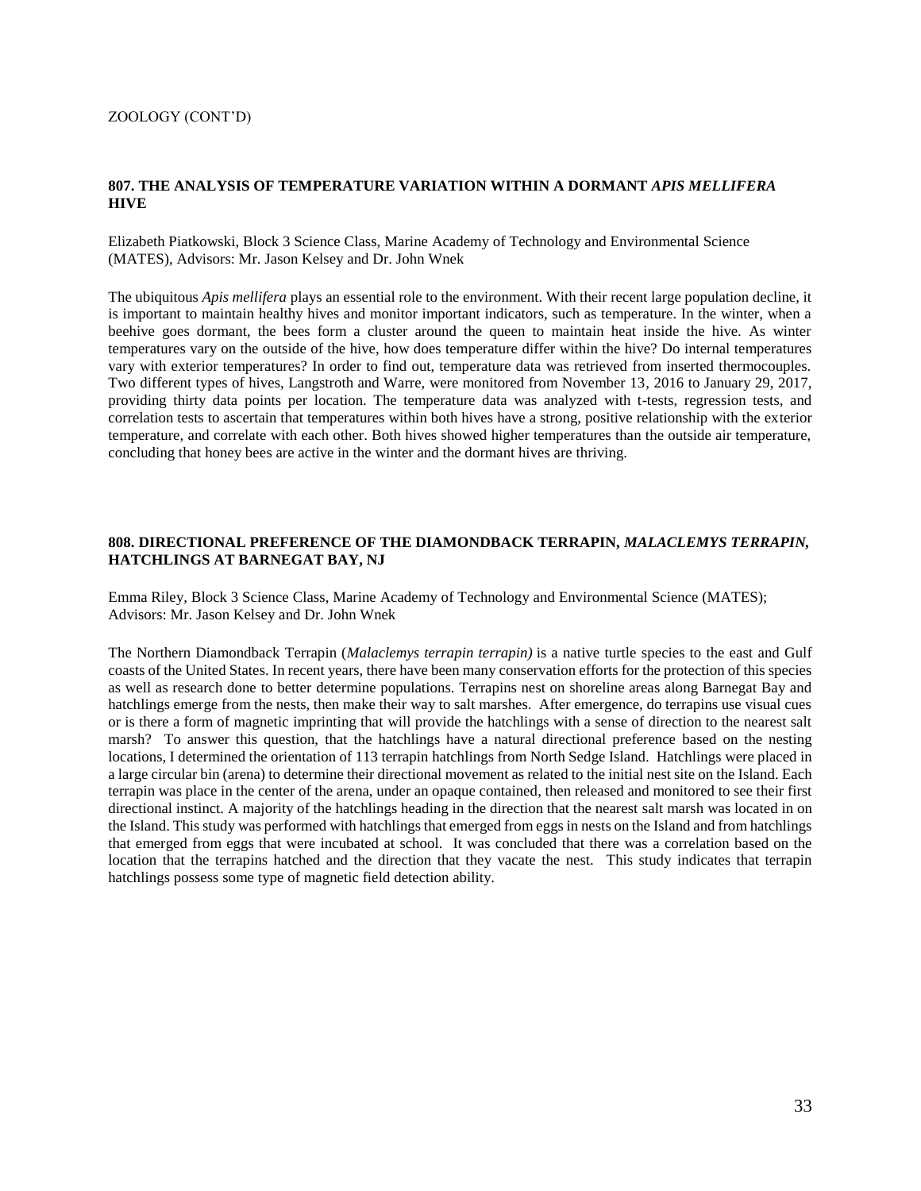ZOOLOGY (CONT'D)

### 807. THE ANALYSIS OF TEMPERATURE VARIATION WITHIN A DORMANT *APIS MELLIFERA* HIVE

Elizabeth Piatkowski, Block 3 Science Class, Marine Academy of Technology and Environmental Science (MATES), Advisors: Mr. Jason Kelsey and Dr. John Wnek

The ubiquitous *Apis mellifera* plays an essential role to the environment. With their recent large population decline, it is important to maintain healthy hives and monitor important indicators, such as temperature. In the winter, when a beehive goes dormant, the bees form a cluster around the queen to maintain heat inside the hive. As winter temperatures vary on the outside of the hive, how does temperature differ within the hive? Do internal temperatures vary with exterior temperatures? In order to find out, temperature data was retrieved from inserted thermocouples. Two different types of hives, Langstroth and Warre, were monitored from November 13, 2016 to January 29, 2017, providing thirty data points per location. The temperature data was analyzed with t-tests, regression tests, and correlation tests to ascertain that temperatures within both hives have a strong, positive relationship with the exterior temperature, and correlate with each other. Both hives showed higher temperatures than the outside air temperature, concluding that honey bees are active in the winter and the dormant hives are thriving.

### 808. DIRECTIONAL PREFERENCE OF THE DIAMONDBACK TERRAPIN, *MALACLEMYS TERRAPIN*, HATCHLINGS AT BARNEGAT BAY, NJ

Emma Riley, Block 3 Science Class, Marine Academy of Technology and Environmental Science (MATES); Advisors: Mr. Jason Kelsey and Dr. John Wnek

The Northern Diamondback Terrapin (*Malaclemys terrapin terrapin)* is a native turtle species to the east and Gulf coasts of the United States. In recent years, there have been many conservation efforts for the protection of this species as well as research done to better determine populations. Terrapins nest on shoreline areas along Barnegat Bay and hatchlings emerge from the nests, then make their way to salt marshes. After emergence, do terrapins use visual cues or is there a form of magnetic imprinting that will provide the hatchlings with a sense of direction to the nearest salt marsh? To answer this question, that the hatchlings have a natural directional preference based on the nesting locations, I determined the orientation of 113 terrapin hatchlings from North Sedge Island. Hatchlings were placed in a large circular bin (arena) to determine their directional movement as related to the initial nest site on the Island. Each terrapin was place in the center of the arena, under an opaque contained, then released and monitored to see their first directional instinct. A majority of the hatchlings heading in the direction that the nearest salt marsh was located in on the Island. This study was performed with hatchlings that emerged from eggs in nests on the Island and from hatchlings that emerged from eggs that were incubated at school. It was concluded that there was a correlation based on the location that the terrapins hatched and the direction that they vacate the nest. This study indicates that terrapin hatchlings possess some type of magnetic field detection ability.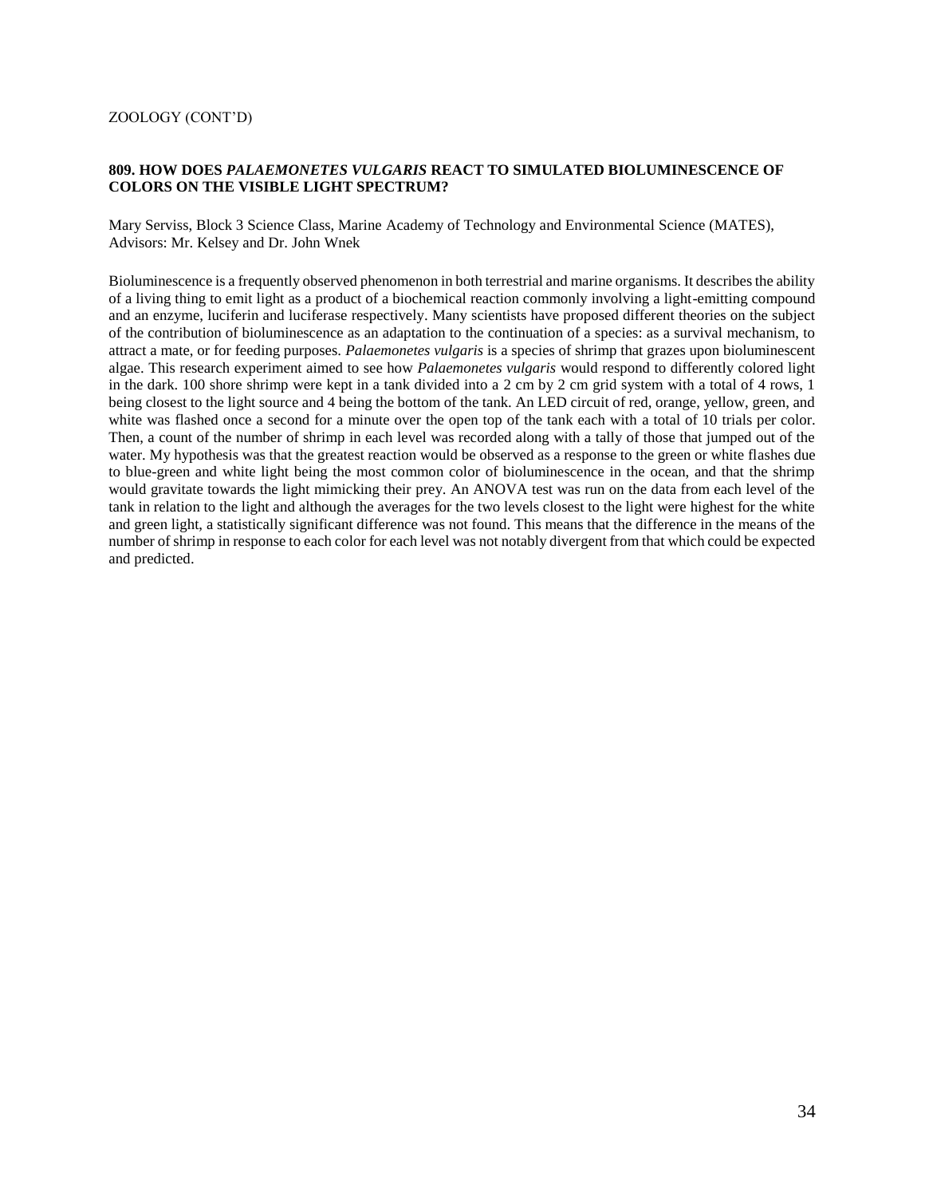ZOOLOGY (CONT'D)

**809. HOW DOES *PALAEMONETES VULGARIS* REACT TO SIMULATED BIOLUMINESCENCE OF COLORS ON THE VISIBLE LIGHT SPECTRUM?**

Mary Serviss, Block 3 Science Class, Marine Academy of Technology and Environmental Science (MATES), Advisors: Mr. Kelsey and Dr. John Wnek

Bioluminescence is a frequently observed phenomenon in both terrestrial and marine organisms. It describes the ability of a living thing to emit light as a product of a biochemical reaction commonly involving a light-emitting compound and an enzyme, luciferin and luciferase respectively. Many scientists have proposed different theories on the subject of the contribution of bioluminescence as an adaptation to the continuation of a species: as a survival mechanism, to attract a mate, or for feeding purposes. *Palaemonetes vulgaris* is a species of shrimp that grazes upon bioluminescent algae. This research experiment aimed to see how *Palaemonetes vulgaris* would respond to differently colored light in the dark. 100 shore shrimp were kept in a tank divided into a 2 cm by 2 cm grid system with a total of 4 rows, 1 being closest to the light source and 4 being the bottom of the tank. An LED circuit of red, orange, yellow, green, and white was flashed once a second for a minute over the open top of the tank each with a total of 10 trials per color. Then, a count of the number of shrimp in each level was recorded along with a tally of those that jumped out of the water. My hypothesis was that the greatest reaction would be observed as a response to the green or white flashes due to blue-green and white light being the most common color of bioluminescence in the ocean, and that the shrimp would gravitate towards the light mimicking their prey. An ANOVA test was run on the data from each level of the tank in relation to the light and although the averages for the two levels closest to the light were highest for the white and green light, a statistically significant difference was not found. This means that the difference in the means of the number of shrimp in response to each color for each level was not notably divergent from that which could be expected and predicted.